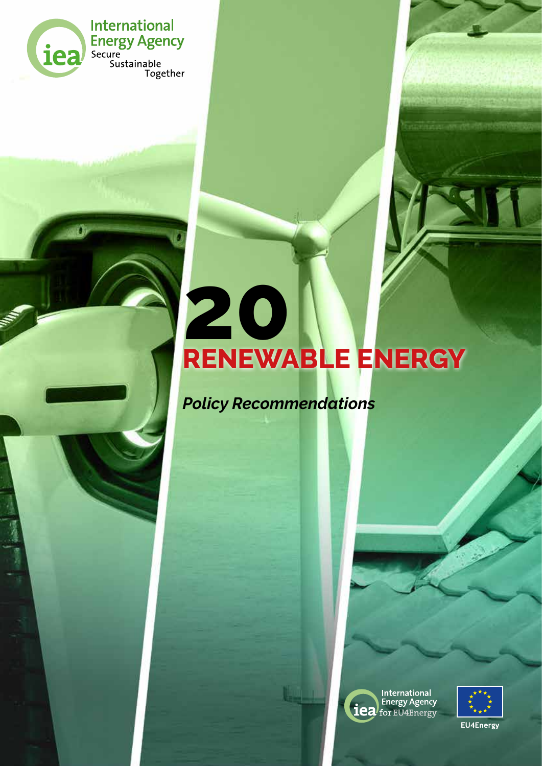International Energy Agency
Secure
Sustainable
Together

# 20 RENEWABLE ENERGY

*Policy Recommendations*

International Energy Agency for EU4Energy

EU4Energy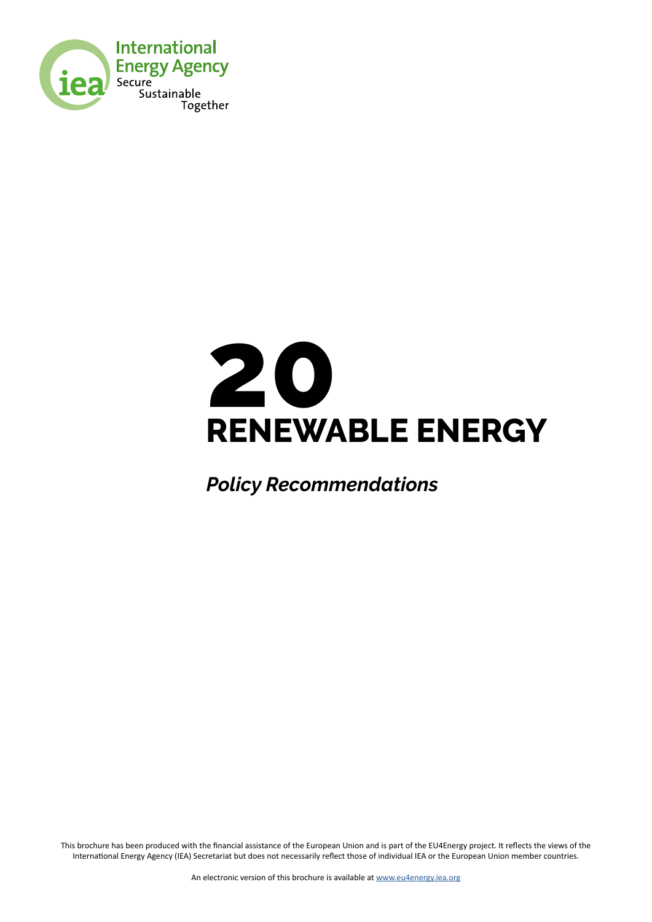International Energy Agency
Secure
Sustainable
Together

# 20 RENEWABLE ENERGY

***Policy Recommendations***

This brochure has been produced with the financial assistance of the European Union and is part of the EU4Energy project. It reflects the views of the International Energy Agency (IEA) Secretariat but does not necessarily reflect those of individual IEA or the European Union member countries.

An electronic version of this brochure is available at www.eu4energy.iea.org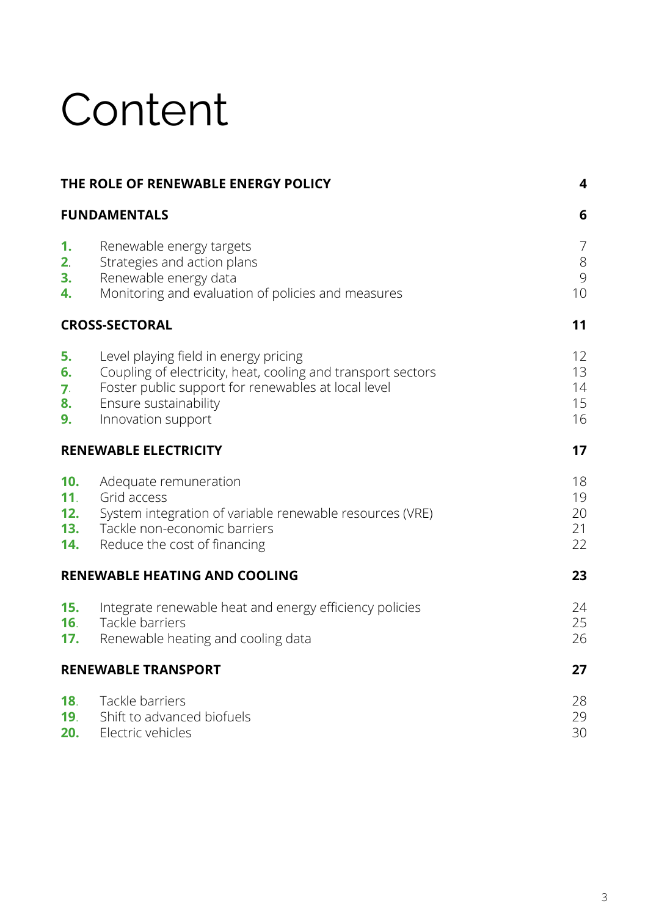# Content

| | | |
|---|---|---|
| **THE ROLE OF RENEWABLE ENERGY POLICY** | | **4** |
| **FUNDAMENTALS** | | **6** |
| **1.** | Renewable energy targets | 7 |
| **2.** | Strategies and action plans | 8 |
| **3.** | Renewable energy data | 9 |
| **4.** | Monitoring and evaluation of policies and measures | 10 |
| **CROSS-SECTORAL** | | **11** |
| **5.** | Level playing field in energy pricing | 12 |
| **6.** | Coupling of electricity, heat, cooling and transport sectors | 13 |
| **7.** | Foster public support for renewables at local level | 14 |
| **8.** | Ensure sustainability | 15 |
| **9.** | Innovation support | 16 |
| **RENEWABLE ELECTRICITY** | | **17** |
| **10.** | Adequate remuneration | 18 |
| **11.** | Grid access | 19 |
| **12.** | System integration of variable renewable resources (VRE) | 20 |
| **13.** | Tackle non-economic barriers | 21 |
| **14.** | Reduce the cost of financing | 22 |
| **RENEWABLE HEATING AND COOLING** | | **23** |
| **15.** | Integrate renewable heat and energy efficiency policies | 24 |
| **16.** | Tackle barriers | 25 |
| **17.** | Renewable heating and cooling data | 26 |
| **RENEWABLE TRANSPORT** | | **27** |
| **18.** | Tackle barriers | 28 |
| **19.** | Shift to advanced biofuels | 29 |
| **20.** | Electric vehicles | 30 |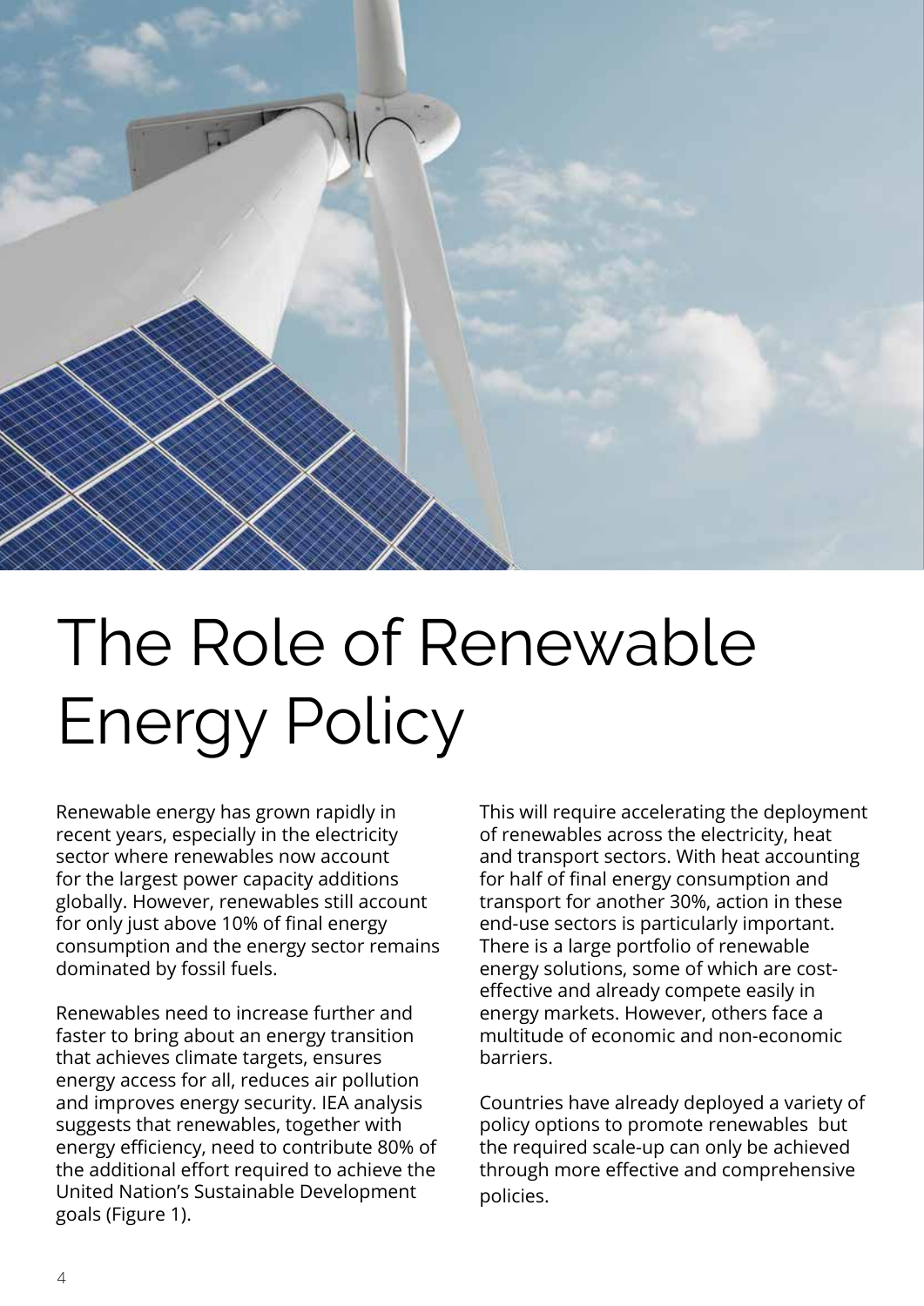# The Role of Renewable Energy Policy

Renewable energy has grown rapidly in recent years, especially in the electricity sector where renewables now account for the largest power capacity additions globally. However, renewables still account for only just above 10% of final energy consumption and the energy sector remains dominated by fossil fuels.

Renewables need to increase further and faster to bring about an energy transition that achieves climate targets, ensures energy access for all, reduces air pollution and improves energy security. IEA analysis suggests that renewables, together with energy efficiency, need to contribute 80% of the additional effort required to achieve the United Nation's Sustainable Development goals (Figure 1).

This will require accelerating the deployment of renewables across the electricity, heat and transport sectors. With heat accounting for half of final energy consumption and transport for another 30%, action in these end-use sectors is particularly important. There is a large portfolio of renewable energy solutions, some of which are cost-effective and already compete easily in energy markets. However, others face a multitude of economic and non-economic barriers.

Countries have already deployed a variety of policy options to promote renewables but the required scale-up can only be achieved through more effective and comprehensive policies.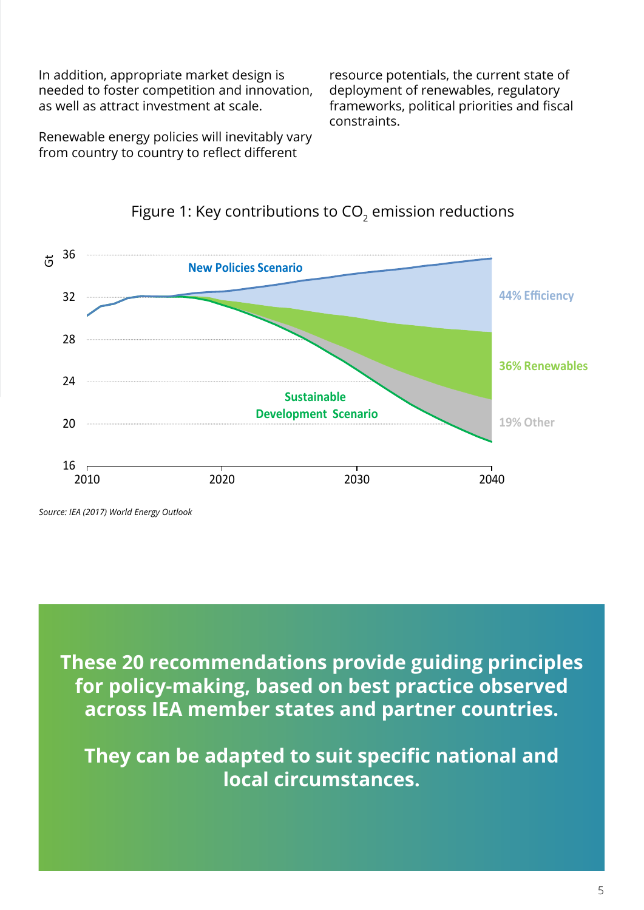In addition, appropriate market design is needed to foster competition and innovation, as well as attract investment at scale.

Renewable energy policies will inevitably vary from country to country to reflect different resource potentials, the current state of deployment of renewables, regulatory frameworks, political priorities and fiscal constraints.

Figure 1: Key contributions to $CO_2$ emission reductions

*Source: IEA (2017) World Energy Outlook*

**These 20 recommendations provide guiding principles for policy-making, based on best practice observed across IEA member states and partner countries.**

**They can be adapted to suit specific national and local circumstances.**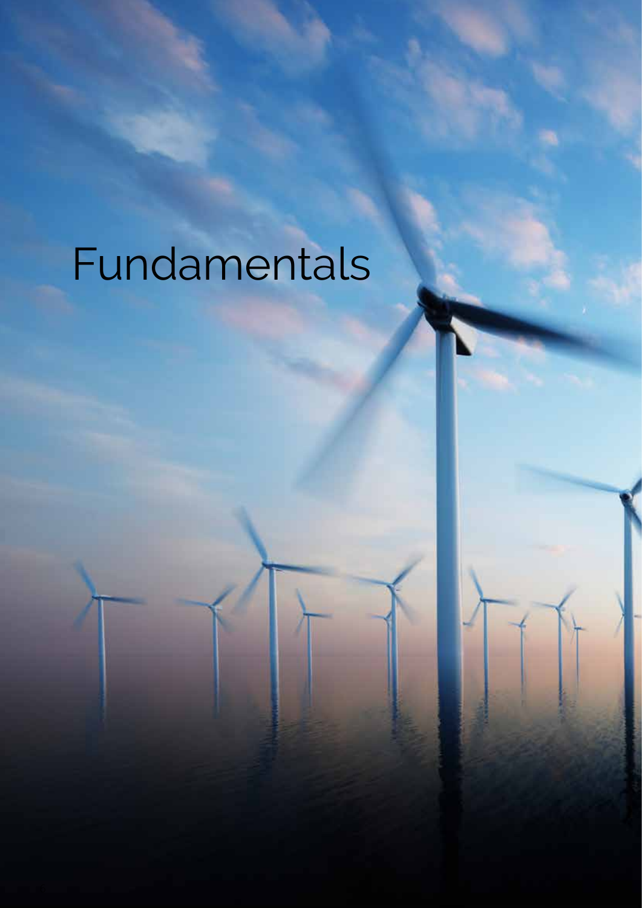# Fundamentals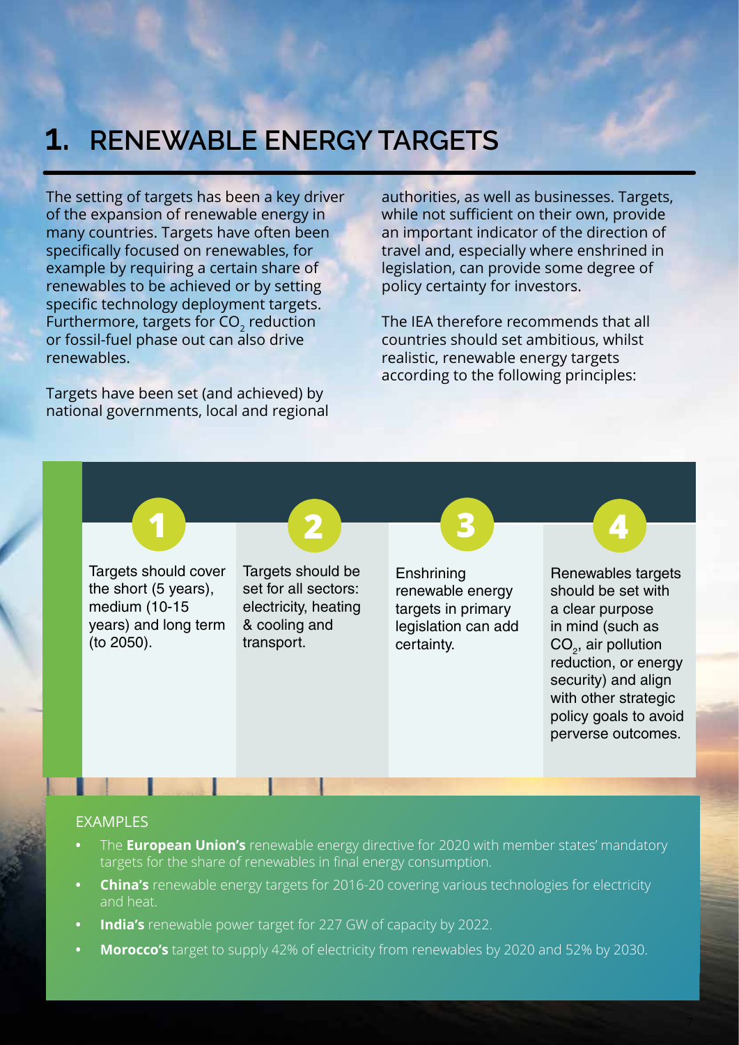# 1. RENEWABLE ENERGY TARGETS

The setting of targets has been a key driver of the expansion of renewable energy in many countries. Targets have often been specifically focused on renewables, for example by requiring a certain share of renewables to be achieved or by setting specific technology deployment targets. Furthermore, targets for $CO_2$ reduction or fossil-fuel phase out can also drive renewables.

Targets have been set (and achieved) by national governments, local and regional authorities, as well as businesses. Targets, while not sufficient on their own, provide an important indicator of the direction of travel and, especially where enshrined in legislation, can provide some degree of policy certainty for investors.

The IEA therefore recommends that all countries should set ambitious, whilst realistic, renewable energy targets according to the following principles:

1. Targets should cover the short (5 years), medium (10-15 years) and long term (to 2050).
2. Targets should be set for all sectors: electricity, heating & cooling and transport.
3. Enshrining renewable energy targets in primary legislation can add certainty.
4. Renewables targets should be set with a clear purpose in mind (such as $CO_2$, air pollution reduction, or energy security) and align with other strategic policy goals to avoid perverse outcomes.

## EXAMPLES

- The **European Union's** renewable energy directive for 2020 with member states' mandatory targets for the share of renewables in final energy consumption.
- **China's** renewable energy targets for 2016-20 covering various technologies for electricity and heat.
- **India's** renewable power target for 227 GW of capacity by 2022.
- **Morocco's** target to supply 42% of electricity from renewables by 2020 and 52% by 2030.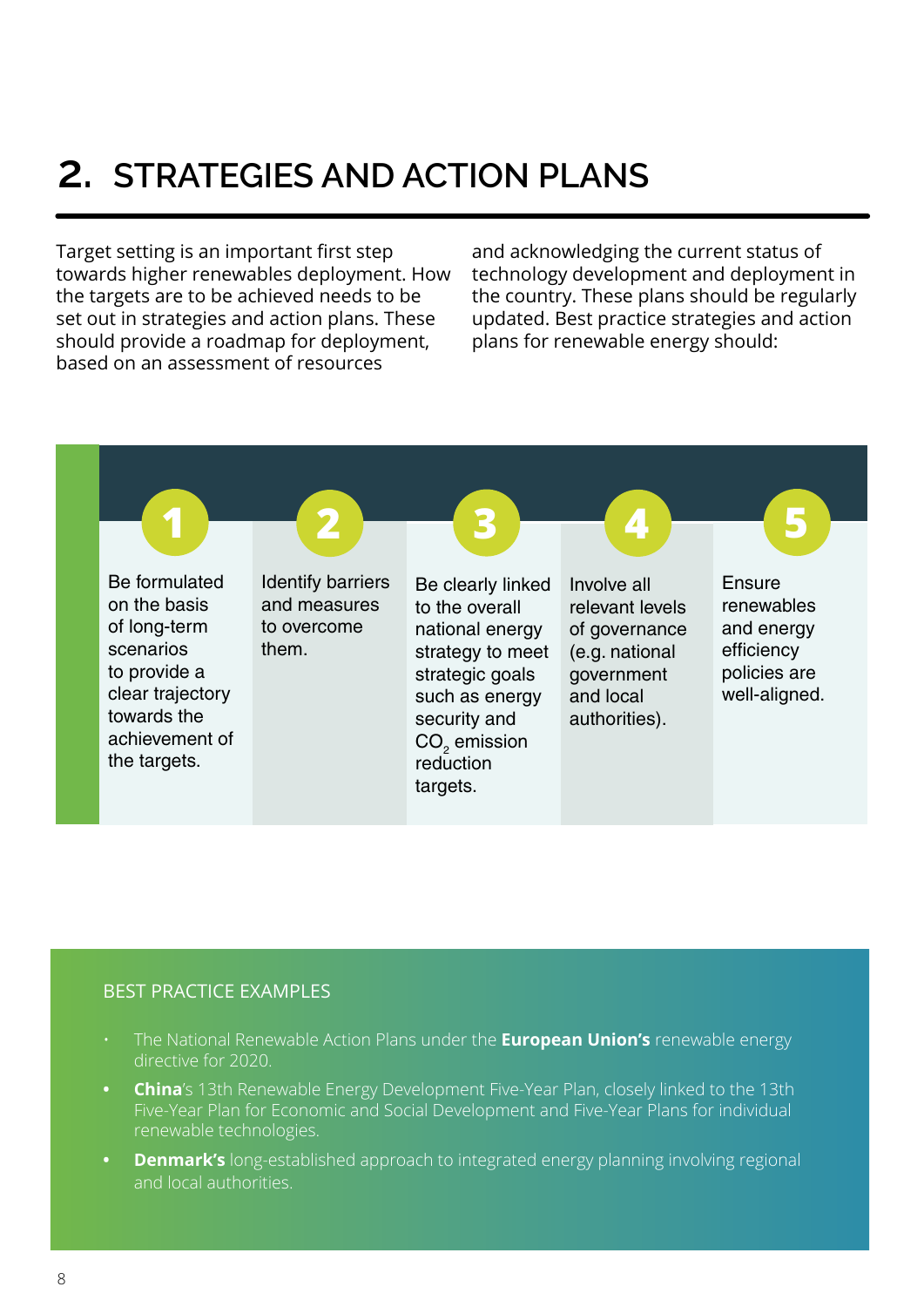## 2. STRATEGIES AND ACTION PLANS

Target setting is an important first step towards higher renewables deployment. How the targets are to be achieved needs to be set out in strategies and action plans. These should provide a roadmap for deployment, based on an assessment of resources and acknowledging the current status of technology development and deployment in the country. These plans should be regularly updated. Best practice strategies and action plans for renewable energy should:

1. Be formulated on the basis of long-term scenarios to provide a clear trajectory towards the achievement of the targets.
2. Identify barriers and measures to overcome them.
3. Be clearly linked to the overall national energy strategy to meet strategic goals such as energy security and $CO_2$ emission reduction targets.
4. Involve all relevant levels of governance (e.g. national government and local authorities).
5. Ensure renewables and energy efficiency policies are well-aligned.

### BEST PRACTICE EXAMPLES

- The National Renewable Action Plans under the **European Union's** renewable energy directive for 2020.
- **China**'s 13th Renewable Energy Development Five-Year Plan, closely linked to the 13th Five-Year Plan for Economic and Social Development and Five-Year Plans for individual renewable technologies.
- **Denmark's** long-established approach to integrated energy planning involving regional and local authorities.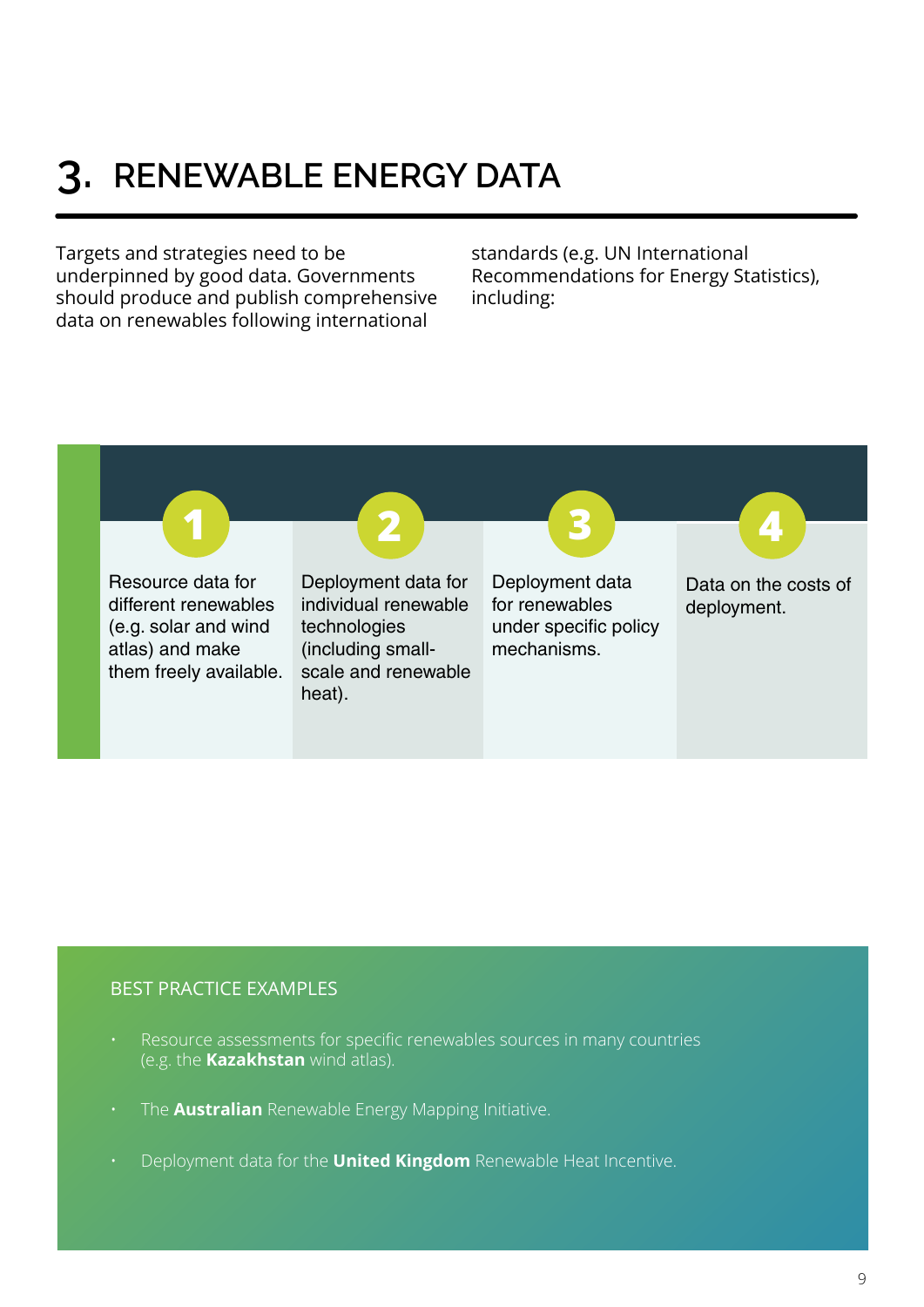# 3. RENEWABLE ENERGY DATA

Targets and strategies need to be underpinned by good data. Governments should produce and publish comprehensive data on renewables following international standards (e.g. UN International Recommendations for Energy Statistics), including:

1. Resource data for different renewables (e.g. solar and wind atlas) and make them freely available.
2. Deployment data for individual renewable technologies (including small-scale and renewable heat).
3. Deployment data for renewables under specific policy mechanisms.
4. Data on the costs of deployment.

BEST PRACTICE EXAMPLES

- Resource assessments for specific renewables sources in many countries (e.g. the **Kazakhstan** wind atlas).
- The **Australian** Renewable Energy Mapping Initiative.
- Deployment data for the **United Kingdom** Renewable Heat Incentive.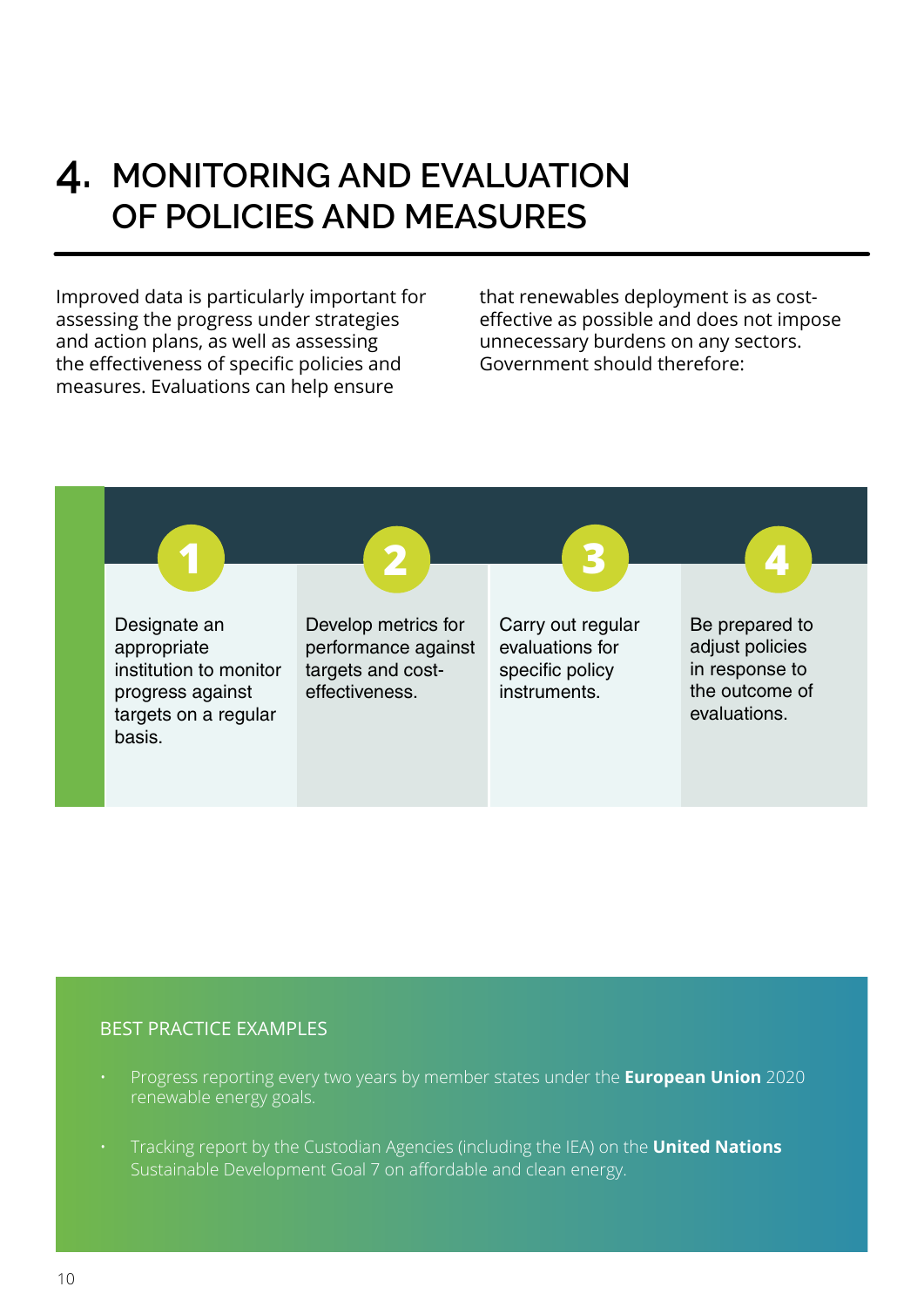# 4. MONITORING AND EVALUATION OF POLICIES AND MEASURES

Improved data is particularly important for assessing the progress under strategies and action plans, as well as assessing the effectiveness of specific policies and measures. Evaluations can help ensure that renewables deployment is as cost-effective as possible and does not impose unnecessary burdens on any sectors. Government should therefore:

1. Designate an appropriate institution to monitor progress against targets on a regular basis.
2. Develop metrics for performance against targets and cost-effectiveness.
3. Carry out regular evaluations for specific policy instruments.
4. Be prepared to adjust policies in response to the outcome of evaluations.

## BEST PRACTICE EXAMPLES

- Progress reporting every two years by member states under the **European Union** 2020 renewable energy goals.
- Tracking report by the Custodian Agencies (including the IEA) on the **United Nations** Sustainable Development Goal 7 on affordable and clean energy.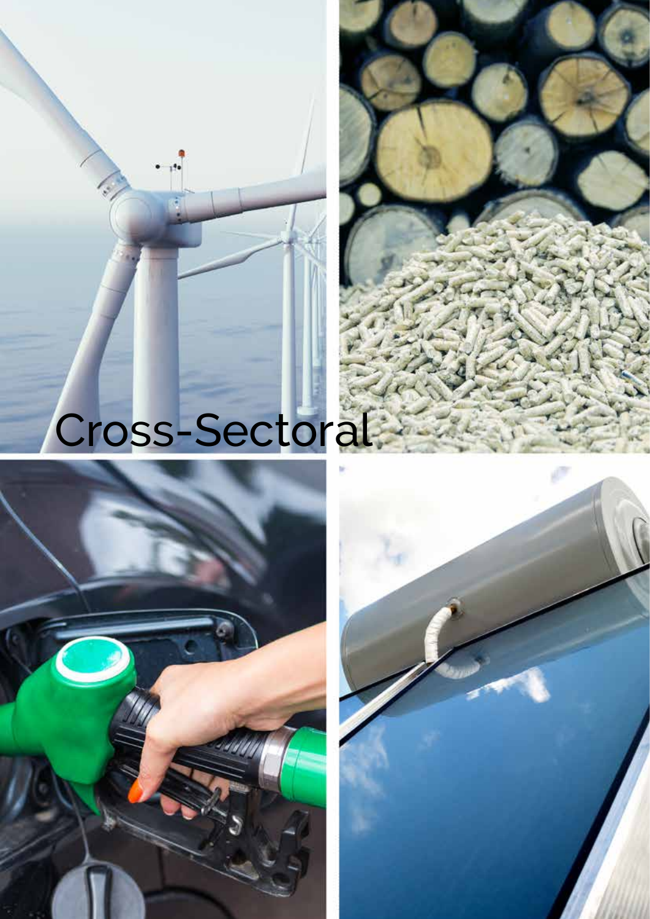# Cross-Sectoral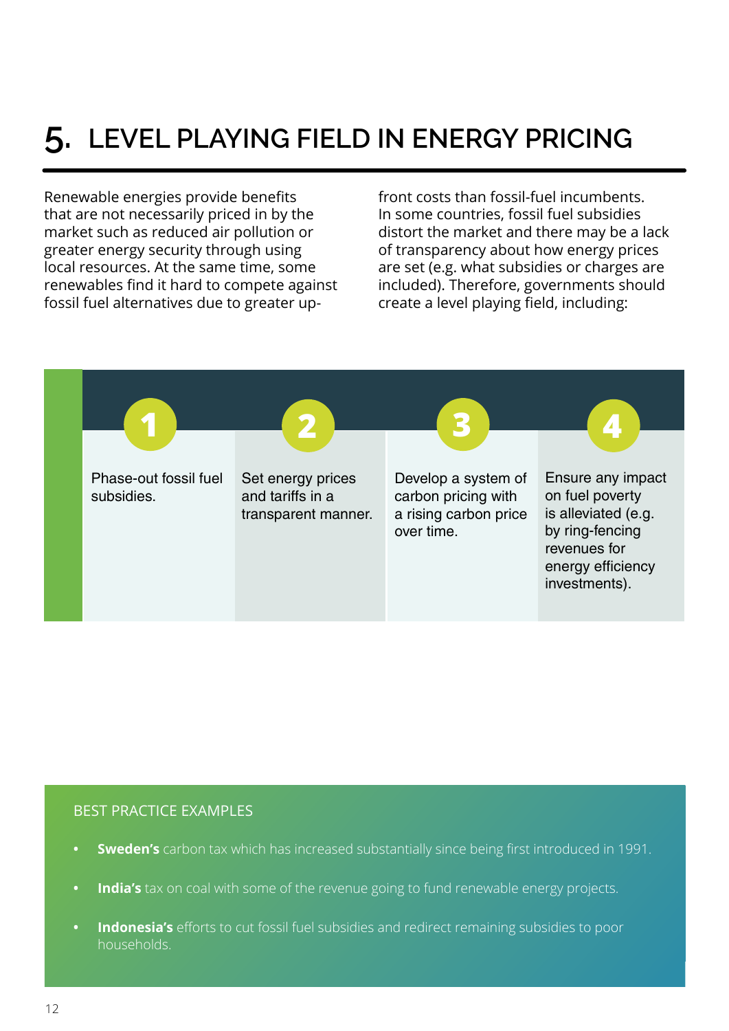# 5. LEVEL PLAYING FIELD IN ENERGY PRICING

Renewable energies provide benefits that are not necessarily priced in by the market such as reduced air pollution or greater energy security through using local resources. At the same time, some renewables find it hard to compete against fossil fuel alternatives due to greater up-front costs than fossil-fuel incumbents. In some countries, fossil fuel subsidies distort the market and there may be a lack of transparency about how energy prices are set (e.g. what subsidies or charges are included). Therefore, governments should create a level playing field, including:

1. Phase-out fossil fuel subsidies.
2. Set energy prices and tariffs in a transparent manner.
3. Develop a system of carbon pricing with a rising carbon price over time.
4. Ensure any impact on fuel poverty is alleviated (e.g. by ring-fencing revenues for energy efficiency investments).

BEST PRACTICE EXAMPLES

- **Sweden's** carbon tax which has increased substantially since being first introduced in 1991.
- **India's** tax on coal with some of the revenue going to fund renewable energy projects.
- **Indonesia's** efforts to cut fossil fuel subsidies and redirect remaining subsidies to poor households.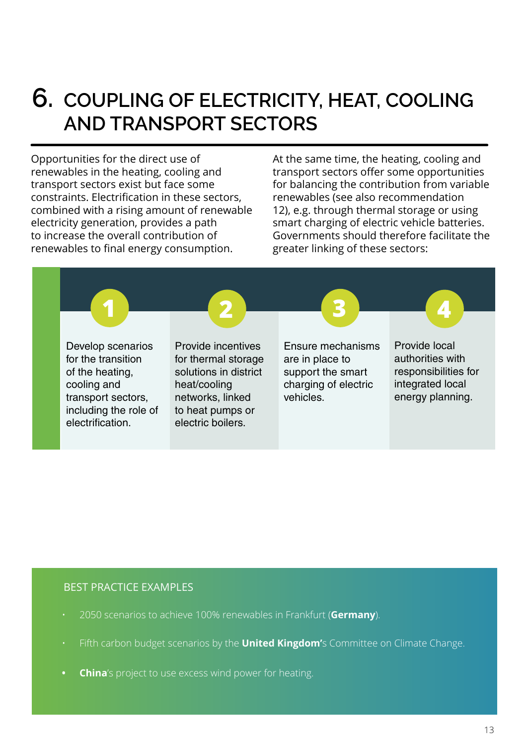# 6. COUPLING OF ELECTRICITY, HEAT, COOLING AND TRANSPORT SECTORS

Opportunities for the direct use of renewables in the heating, cooling and transport sectors exist but face some constraints. Electrification in these sectors, combined with a rising amount of renewable electricity generation, provides a path to increase the overall contribution of renewables to final energy consumption.

At the same time, the heating, cooling and transport sectors offer some opportunities for balancing the contribution from variable renewables (see also recommendation 12), e.g. through thermal storage or using smart charging of electric vehicle batteries. Governments should therefore facilitate the greater linking of these sectors:

1. Develop scenarios for the transition of the heating, cooling and transport sectors, including the role of electrification.
2. Provide incentives for thermal storage solutions in district heat/cooling networks, linked to heat pumps or electric boilers.
3. Ensure mechanisms are in place to support the smart charging of electric vehicles.
4. Provide local authorities with responsibilities for integrated local energy planning.

BEST PRACTICE EXAMPLES

- 2050 scenarios to achieve 100% renewables in Frankfurt (**Germany**).
- Fifth carbon budget scenarios by the **United Kingdom'**s Committee on Climate Change.
- **China**'s project to use excess wind power for heating.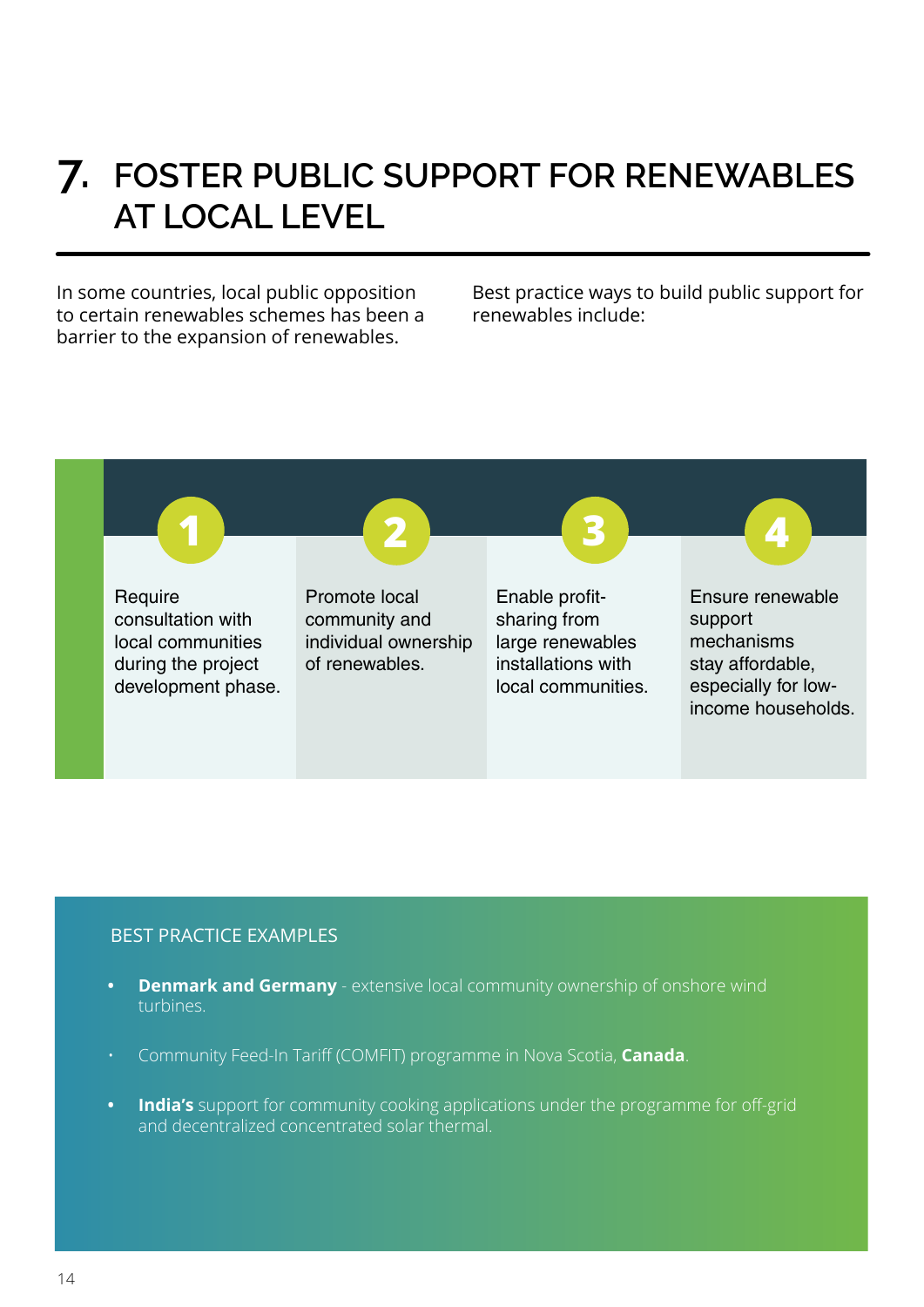# 7. FOSTER PUBLIC SUPPORT FOR RENEWABLES AT LOCAL LEVEL

In some countries, local public opposition to certain renewables schemes has been a barrier to the expansion of renewables.

Best practice ways to build public support for renewables include:

1. Require consultation with local communities during the project development phase.
2. Promote local community and individual ownership of renewables.
3. Enable profit-sharing from large renewables installations with local communities.
4. Ensure renewable support mechanisms stay affordable, especially for low-income households.

## BEST PRACTICE EXAMPLES

- **Denmark and Germany** - extensive local community ownership of onshore wind turbines.
- Community Feed-In Tariff (COMFIT) programme in Nova Scotia, **Canada**.
- **India's** support for community cooking applications under the programme for off-grid and decentralized concentrated solar thermal.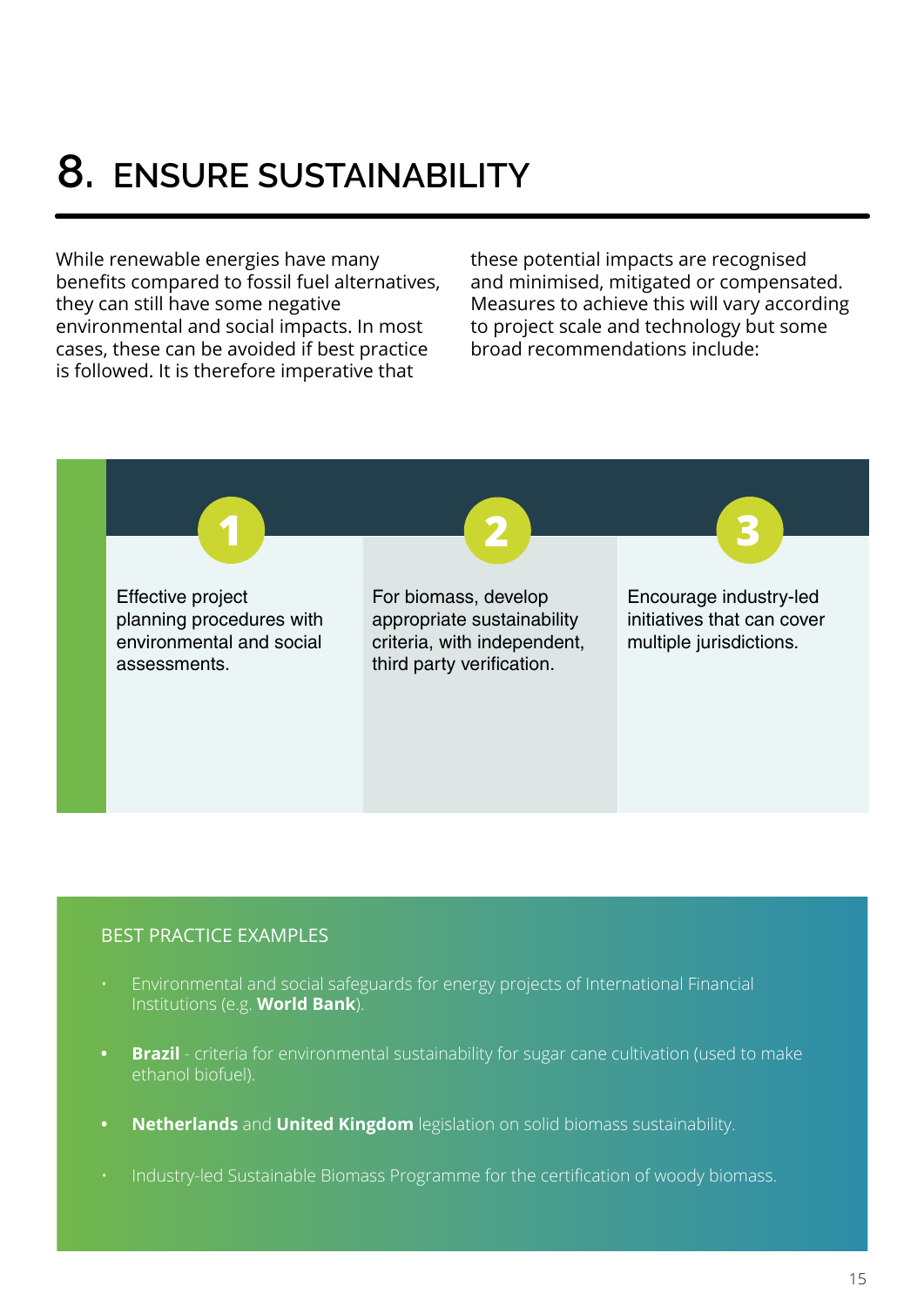# 8. ENSURE SUSTAINABILITY

While renewable energies have many benefits compared to fossil fuel alternatives, they can still have some negative environmental and social impacts. In most cases, these can be avoided if best practice is followed. It is therefore imperative that these potential impacts are recognised and minimised, mitigated or compensated. Measures to achieve this will vary according to project scale and technology but some broad recommendations include:

1. Effective project planning procedures with environmental and social assessments.
2. For biomass, develop appropriate sustainability criteria, with independent, third party verification.
3. Encourage industry-led initiatives that can cover multiple jurisdictions.

## BEST PRACTICE EXAMPLES

- Environmental and social safeguards for energy projects of International Financial Institutions (e.g. **World Bank**).
- **Brazil** - criteria for environmental sustainability for sugar cane cultivation (used to make ethanol biofuel).
- **Netherlands** and **United Kingdom** legislation on solid biomass sustainability.
- Industry-led Sustainable Biomass Programme for the certification of woody biomass.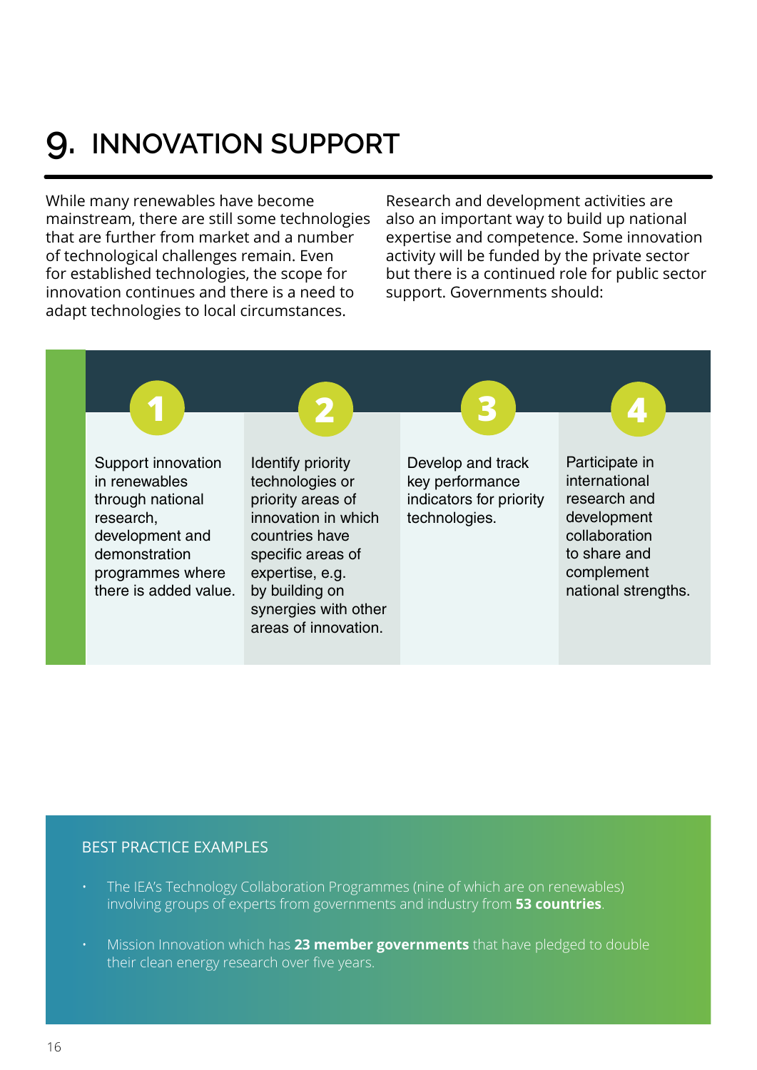# 9. INNOVATION SUPPORT

While many renewables have become mainstream, there are still some technologies that are further from market and a number of technological challenges remain. Even for established technologies, the scope for innovation continues and there is a need to adapt technologies to local circumstances.

Research and development activities are also an important way to build up national expertise and competence. Some innovation activity will be funded by the private sector but there is a continued role for public sector support. Governments should:

1. Support innovation in renewables through national research, development and demonstration programmes where there is added value.
2. Identify priority technologies or priority areas of innovation in which countries have specific areas of expertise, e.g. by building on synergies with other areas of innovation.
3. Develop and track key performance indicators for priority technologies.
4. Participate in international research and development collaboration to share and complement national strengths.

## BEST PRACTICE EXAMPLES

- The IEA's Technology Collaboration Programmes (nine of which are on renewables) involving groups of experts from governments and industry from **53 countries**.
- Mission Innovation which has **23 member governments** that have pledged to double their clean energy research over five years.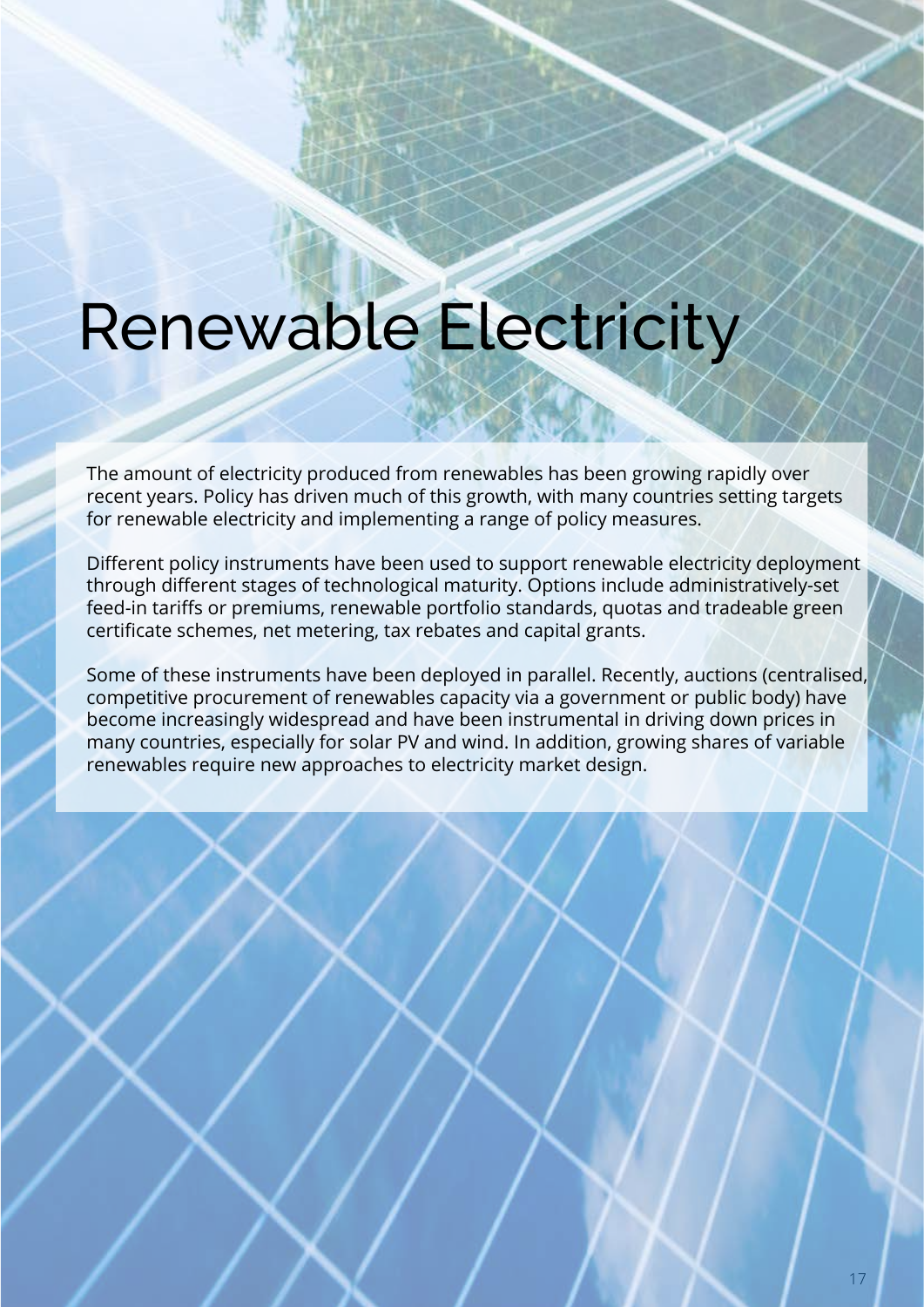# Renewable Electricity

The amount of electricity produced from renewables has been growing rapidly over recent years. Policy has driven much of this growth, with many countries setting targets for renewable electricity and implementing a range of policy measures.

Different policy instruments have been used to support renewable electricity deployment through different stages of technological maturity. Options include administratively-set feed-in tariffs or premiums, renewable portfolio standards, quotas and tradeable green certificate schemes, net metering, tax rebates and capital grants.

Some of these instruments have been deployed in parallel. Recently, auctions (centralised, competitive procurement of renewables capacity via a government or public body) have become increasingly widespread and have been instrumental in driving down prices in many countries, especially for solar PV and wind. In addition, growing shares of variable renewables require new approaches to electricity market design.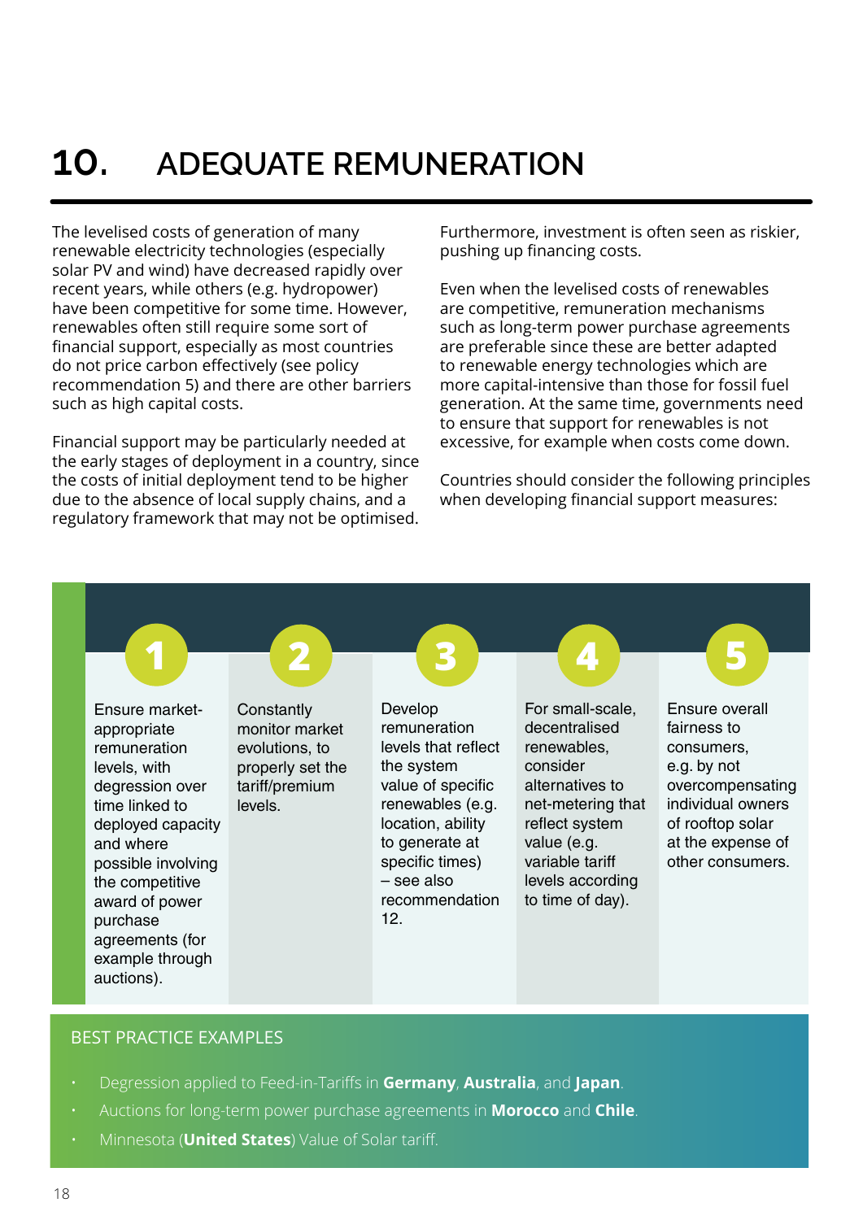# 10. ADEQUATE REMUNERATION

The levelised costs of generation of many renewable electricity technologies (especially solar PV and wind) have decreased rapidly over recent years, while others (e.g. hydropower) have been competitive for some time. However, renewables often still require some sort of financial support, especially as most countries do not price carbon effectively (see policy recommendation 5) and there are other barriers such as high capital costs.

Financial support may be particularly needed at the early stages of deployment in a country, since the costs of initial deployment tend to be higher due to the absence of local supply chains, and a regulatory framework that may not be optimised. Furthermore, investment is often seen as riskier, pushing up financing costs.

Even when the levelised costs of renewables are competitive, remuneration mechanisms such as long-term power purchase agreements are preferable since these are better adapted to renewable energy technologies which are more capital-intensive than those for fossil fuel generation. At the same time, governments need to ensure that support for renewables is not excessive, for example when costs come down.

Countries should consider the following principles when developing financial support measures:

1. Ensure market-appropriate remuneration levels, with degression over time linked to deployed capacity and where possible involving the competitive award of power purchase agreements (for example through auctions).
2. Constantly monitor market evolutions, to properly set the tariff/premium levels.
3. Develop remuneration levels that reflect the system value of specific renewables (e.g. location, ability to generate at specific times) – see also recommendation 12.
4. For small-scale, decentralised renewables, consider alternatives to net-metering that reflect system value (e.g. variable tariff levels according to time of day).
5. Ensure overall fairness to consumers, e.g. by not overcompensating individual owners of rooftop solar at the expense of other consumers.

## BEST PRACTICE EXAMPLES

- Degression applied to Feed-in-Tariffs in **Germany**, **Australia**, and **Japan**.
- Auctions for long-term power purchase agreements in **Morocco** and **Chile**.
- Minnesota (**United States**) Value of Solar tariff.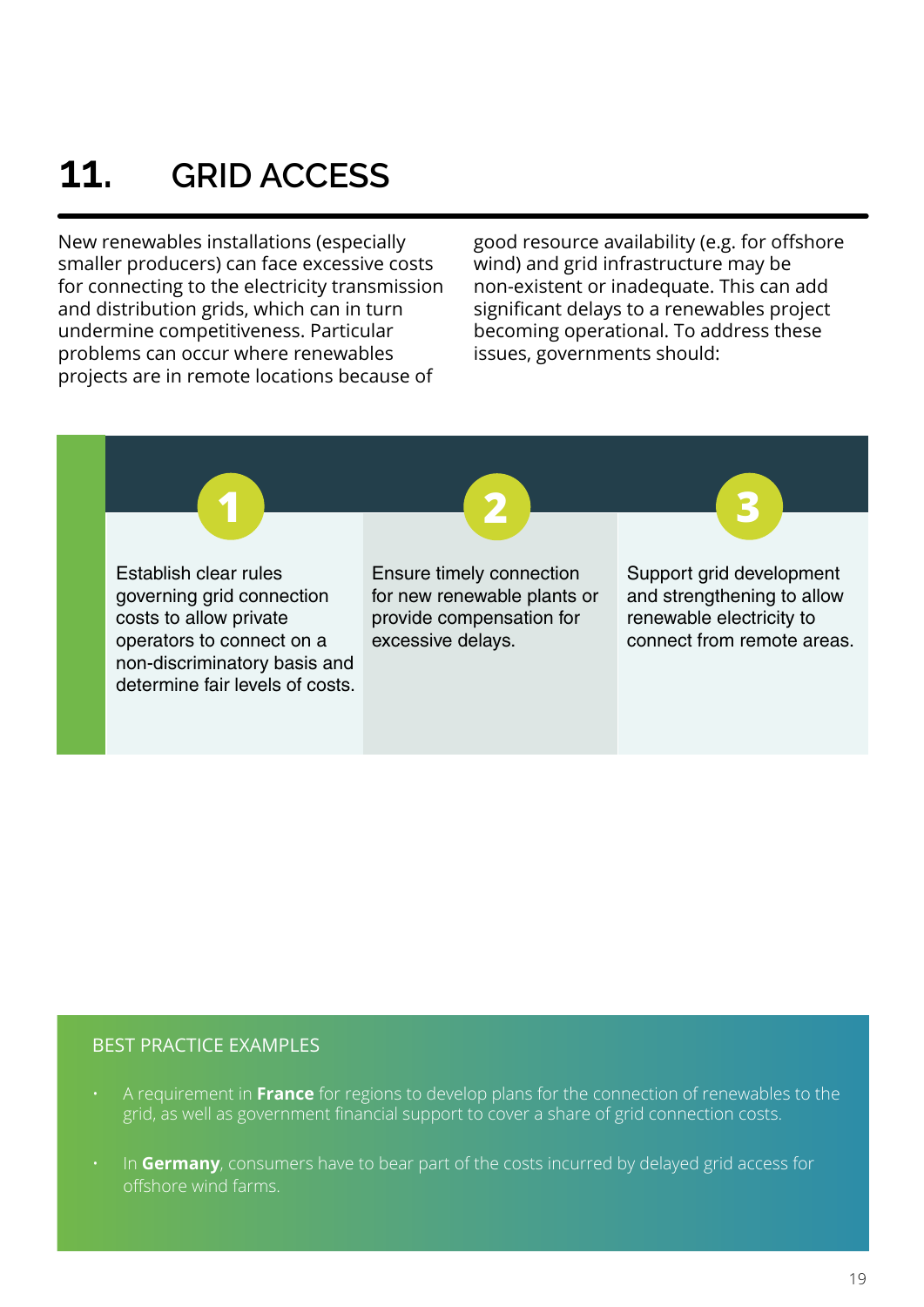## 11. GRID ACCESS

New renewables installations (especially smaller producers) can face excessive costs for connecting to the electricity transmission and distribution grids, which can in turn undermine competitiveness. Particular problems can occur where renewables projects are in remote locations because of good resource availability (e.g. for offshore wind) and grid infrastructure may be non-existent or inadequate. This can add significant delays to a renewables project becoming operational. To address these issues, governments should:

1. Establish clear rules governing grid connection costs to allow private operators to connect on a non-discriminatory basis and determine fair levels of costs.
2. Ensure timely connection for new renewable plants or provide compensation for excessive delays.
3. Support grid development and strengthening to allow renewable electricity to connect from remote areas.

### BEST PRACTICE EXAMPLES

- A requirement in **France** for regions to develop plans for the connection of renewables to the grid, as well as government financial support to cover a share of grid connection costs.
- In **Germany**, consumers have to bear part of the costs incurred by delayed grid access for offshore wind farms.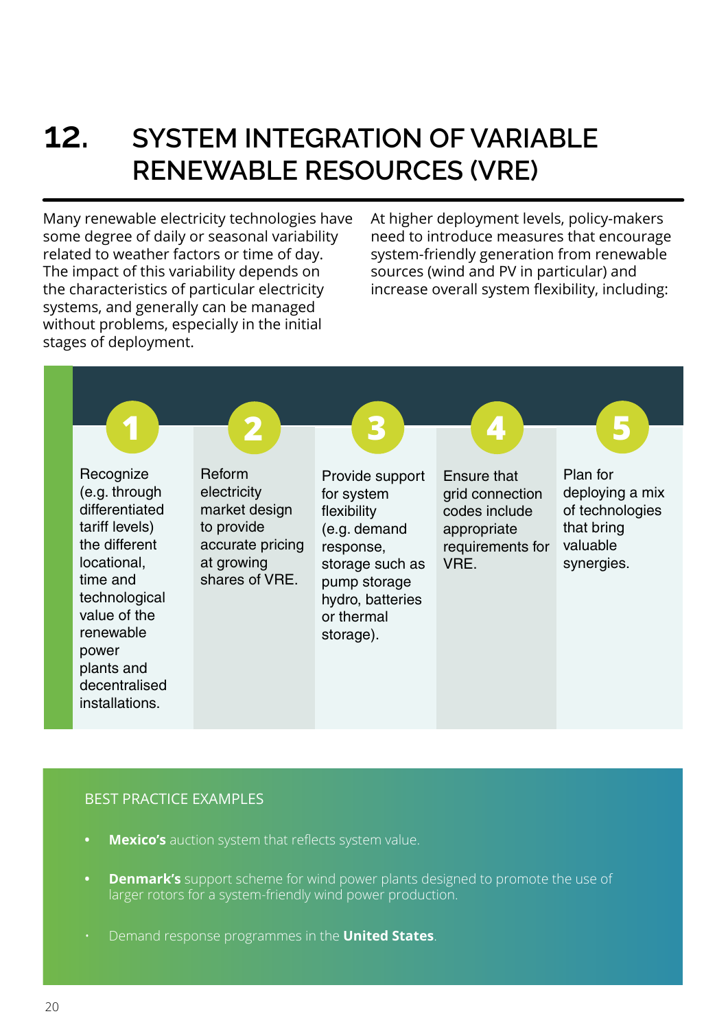# 12. SYSTEM INTEGRATION OF VARIABLE RENEWABLE RESOURCES (VRE)

Many renewable electricity technologies have some degree of daily or seasonal variability related to weather factors or time of day. The impact of this variability depends on the characteristics of particular electricity systems, and generally can be managed without problems, especially in the initial stages of deployment.

At higher deployment levels, policy-makers need to introduce measures that encourage system-friendly generation from renewable sources (wind and PV in particular) and increase overall system flexibility, including:

1. Recognize (e.g. through differentiated tariff levels) the different locational, time and technological value of the renewable power plants and decentralised installations.
2. Reform electricity market design to provide accurate pricing at growing shares of VRE.
3. Provide support for system flexibility (e.g. demand response, storage such as pump storage hydro, batteries or thermal storage).
4. Ensure that grid connection codes include appropriate requirements for VRE.
5. Plan for deploying a mix of technologies that bring valuable synergies.

BEST PRACTICE EXAMPLES

- **Mexico's** auction system that reflects system value.
- **Denmark's** support scheme for wind power plants designed to promote the use of larger rotors for a system-friendly wind power production.
- Demand response programmes in the **United States**.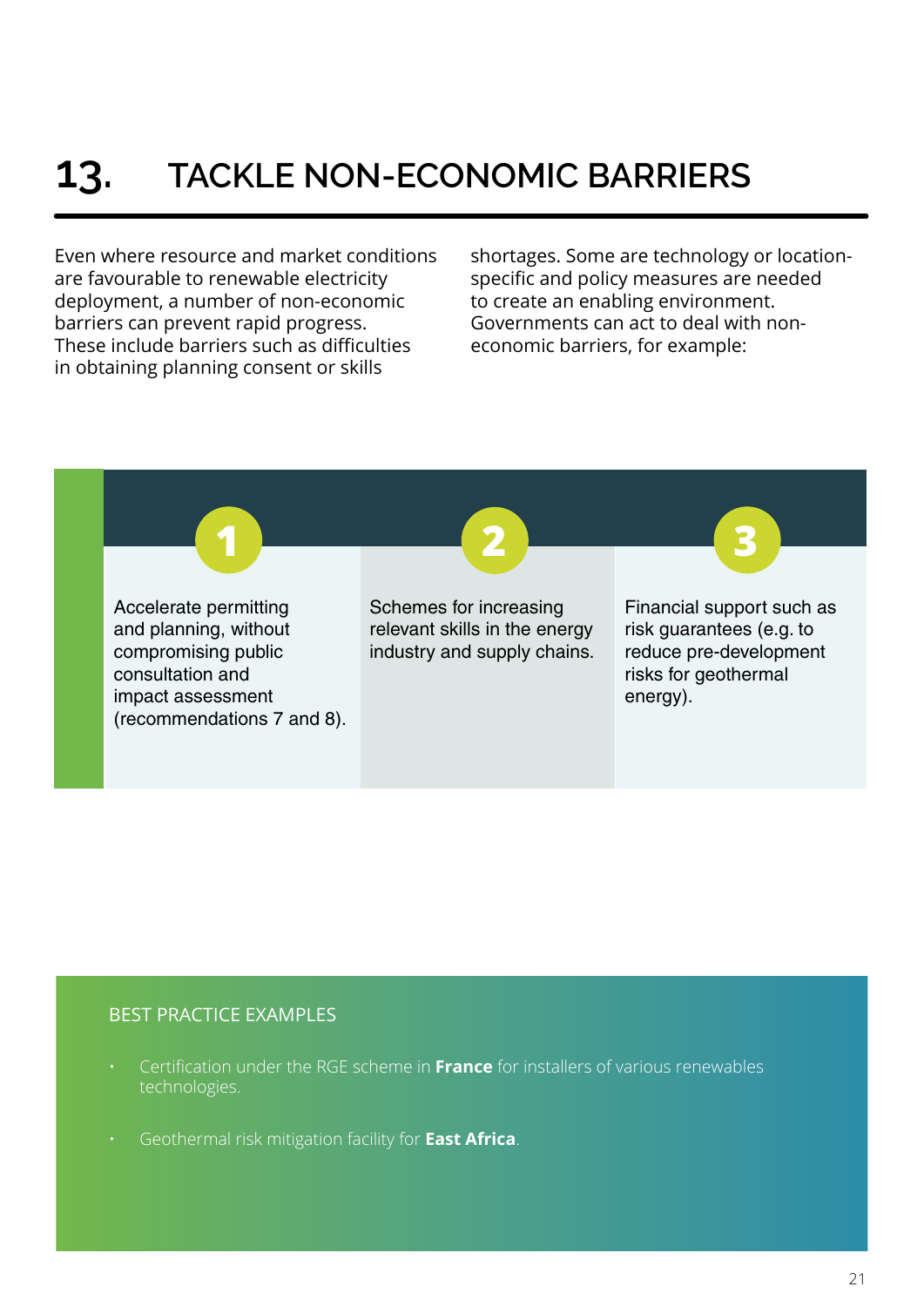# 13. TACKLE NON-ECONOMIC BARRIERS

Even where resource and market conditions are favourable to renewable electricity deployment, a number of non-economic barriers can prevent rapid progress. These include barriers such as difficulties in obtaining planning consent or skills shortages. Some are technology or location-specific and policy measures are needed to create an enabling environment. Governments can act to deal with non-economic barriers, for example:

1. Accelerate permitting and planning, without compromising public consultation and impact assessment (recommendations 7 and 8).
2. Schemes for increasing relevant skills in the energy industry and supply chains.
3. Financial support such as risk guarantees (e.g. to reduce pre-development risks for geothermal energy).

BEST PRACTICE EXAMPLES

- Certification under the RGE scheme in **France** for installers of various renewables technologies.
- Geothermal risk mitigation facility for **East Africa**.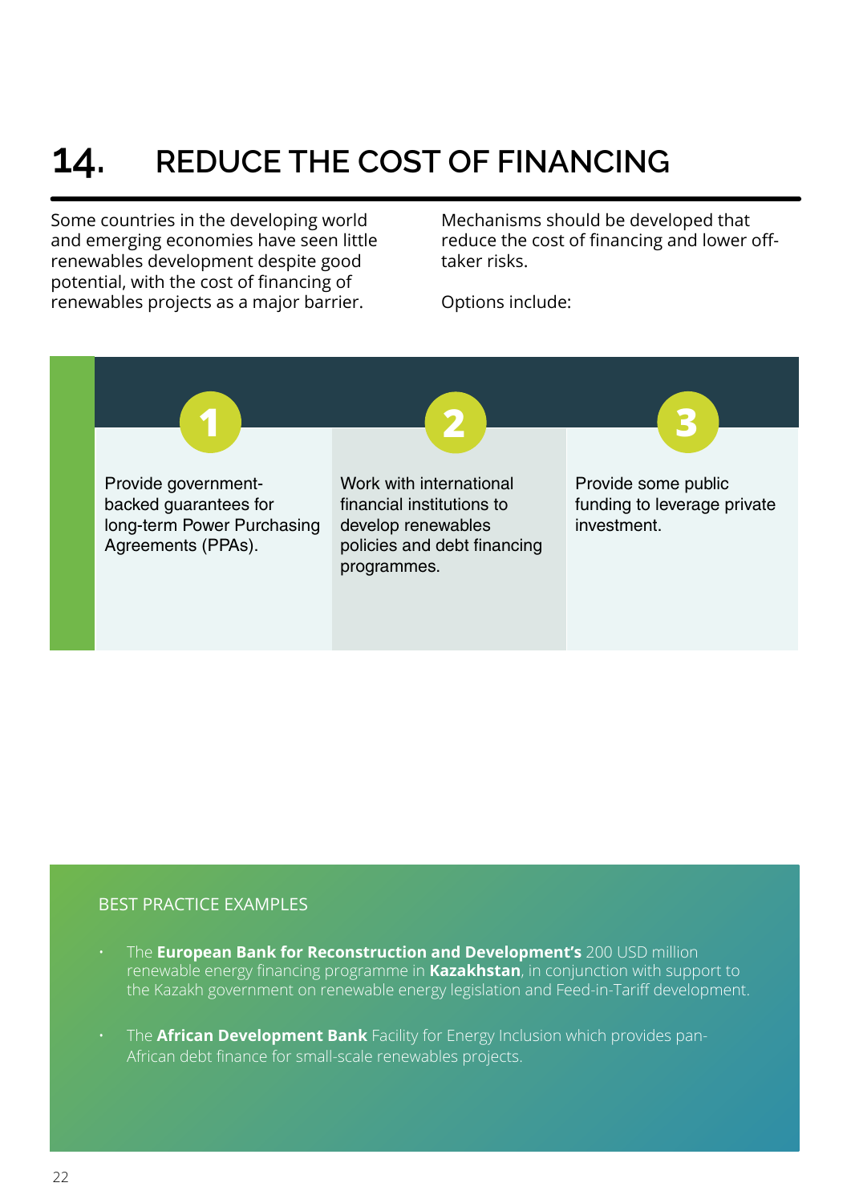# 14. REDUCE THE COST OF FINANCING

Some countries in the developing world and emerging economies have seen little renewables development despite good potential, with the cost of financing of renewables projects as a major barrier.

Mechanisms should be developed that reduce the cost of financing and lower off-taker risks.

Options include:

1. Provide government-backed guarantees for long-term Power Purchasing Agreements (PPAs).
2. Work with international financial institutions to develop renewables policies and debt financing programmes.
3. Provide some public funding to leverage private investment.

BEST PRACTICE EXAMPLES

- The **European Bank for Reconstruction and Development's** 200 USD million renewable energy financing programme in **Kazakhstan**, in conjunction with support to the Kazakh government on renewable energy legislation and Feed-in-Tariff development.
- The **African Development Bank** Facility for Energy Inclusion which provides pan-African debt finance for small-scale renewables projects.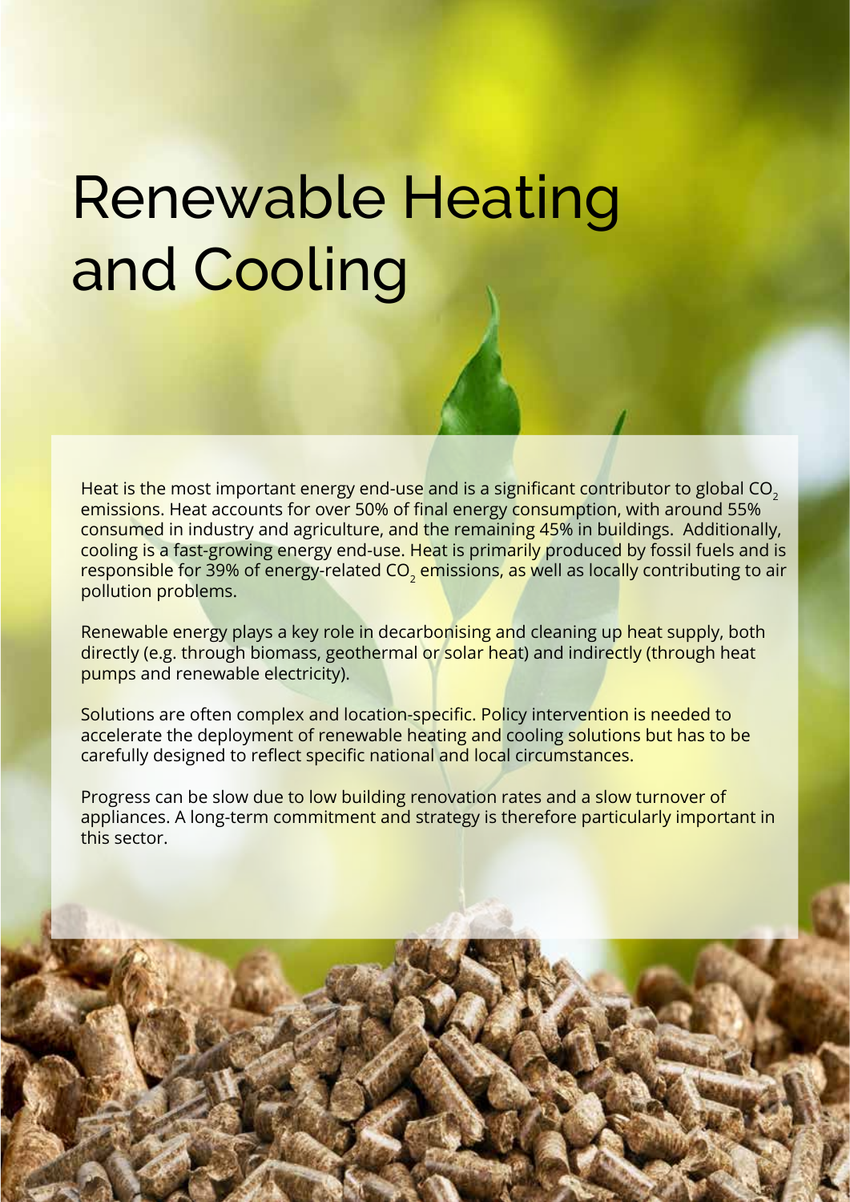# Renewable Heating and Cooling

Heat is the most important energy end-use and is a significant contributor to global $CO_2$ emissions. Heat accounts for over 50% of final energy consumption, with around 55% consumed in industry and agriculture, and the remaining 45% in buildings. Additionally, cooling is a fast-growing energy end-use. Heat is primarily produced by fossil fuels and is responsible for 39% of energy-related $CO_2$ emissions, as well as locally contributing to air pollution problems.

Renewable energy plays a key role in decarbonising and cleaning up heat supply, both directly (e.g. through biomass, geothermal or solar heat) and indirectly (through heat pumps and renewable electricity).

Solutions are often complex and location-specific. Policy intervention is needed to accelerate the deployment of renewable heating and cooling solutions but has to be carefully designed to reflect specific national and local circumstances.

Progress can be slow due to low building renovation rates and a slow turnover of appliances. A long-term commitment and strategy is therefore particularly important in this sector.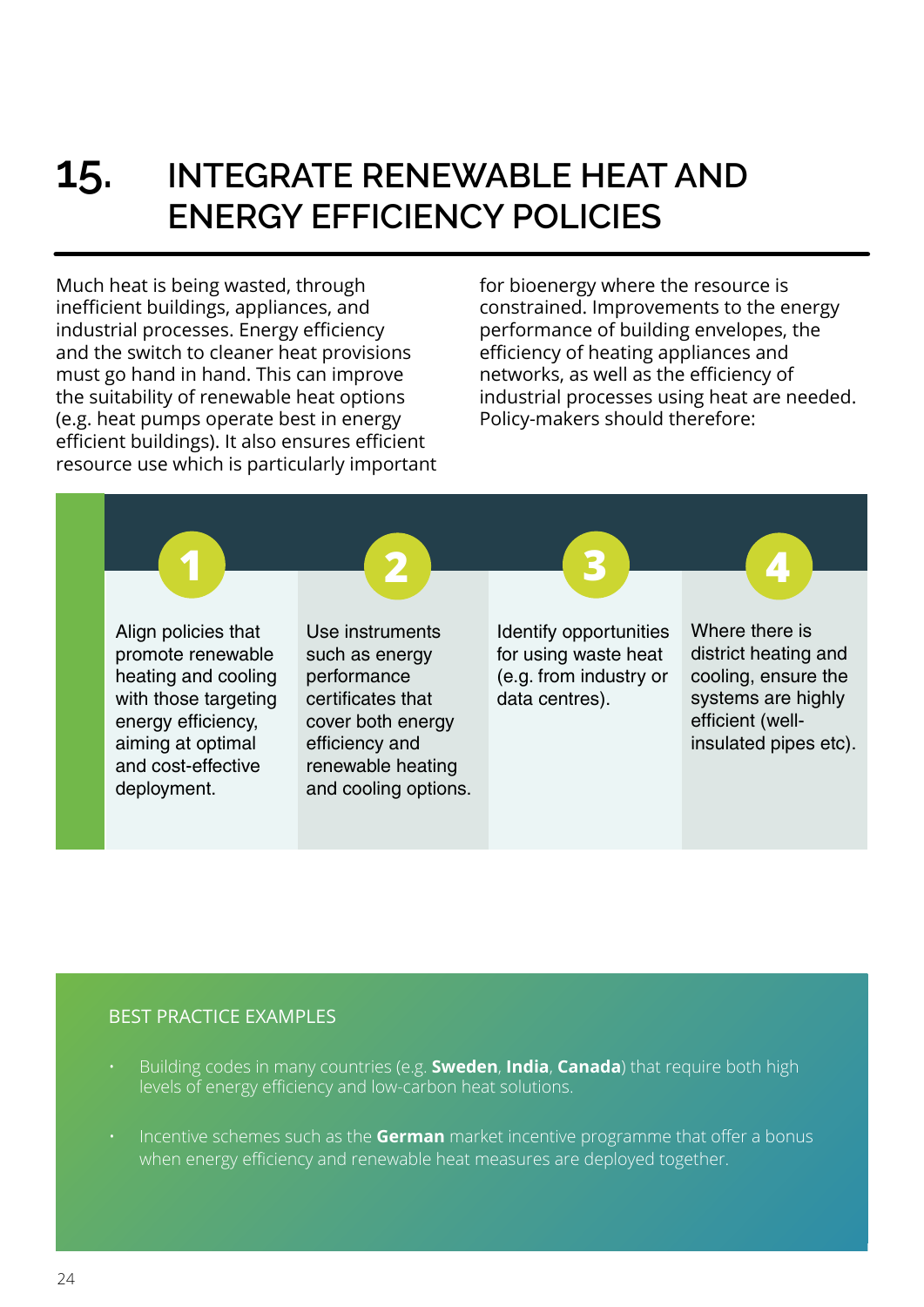# 15. INTEGRATE RENEWABLE HEAT AND ENERGY EFFICIENCY POLICIES

Much heat is being wasted, through inefficient buildings, appliances, and industrial processes. Energy efficiency and the switch to cleaner heat provisions must go hand in hand. This can improve the suitability of renewable heat options (e.g. heat pumps operate best in energy efficient buildings). It also ensures efficient resource use which is particularly important for bioenergy where the resource is constrained. Improvements to the energy performance of building envelopes, the efficiency of heating appliances and networks, as well as the efficiency of industrial processes using heat are needed. Policy-makers should therefore:

1. Align policies that promote renewable heating and cooling with those targeting energy efficiency, aiming at optimal and cost-effective deployment.
2. Use instruments such as energy performance certificates that cover both energy efficiency and renewable heating and cooling options.
3. Identify opportunities for using waste heat (e.g. from industry or data centres).
4. Where there is district heating and cooling, ensure the systems are highly efficient (well-insulated pipes etc).

## BEST PRACTICE EXAMPLES

- Building codes in many countries (e.g. **Sweden**, **India**, **Canada**) that require both high levels of energy efficiency and low-carbon heat solutions.
- Incentive schemes such as the **German** market incentive programme that offer a bonus when energy efficiency and renewable heat measures are deployed together.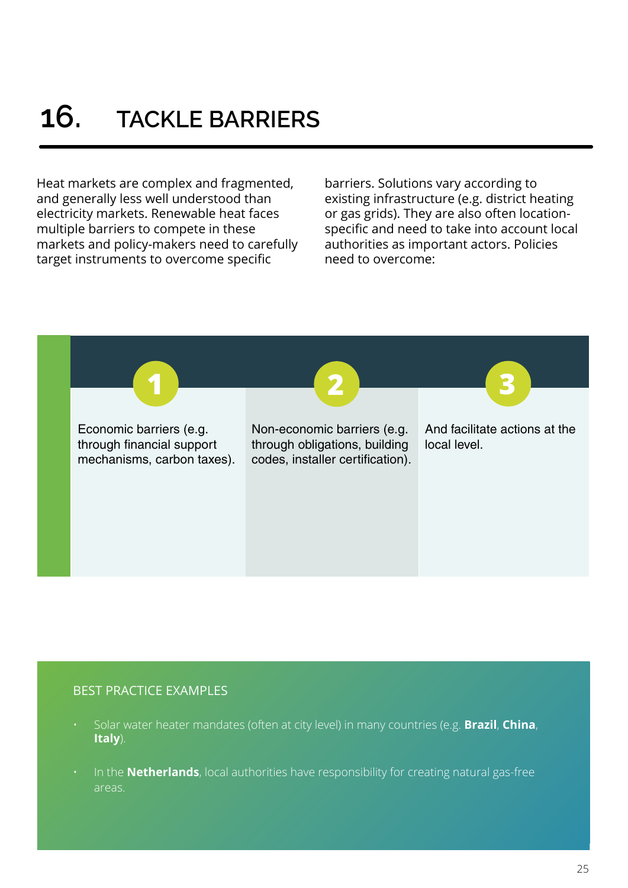# 16. TACKLE BARRIERS

Heat markets are complex and fragmented, and generally less well understood than electricity markets. Renewable heat faces multiple barriers to compete in these markets and policy-makers need to carefully target instruments to overcome specific barriers. Solutions vary according to existing infrastructure (e.g. district heating or gas grids). They are also often location-specific and need to take into account local authorities as important actors. Policies need to overcome:

1. Economic barriers (e.g. through financial support mechanisms, carbon taxes).
2. Non-economic barriers (e.g. through obligations, building codes, installer certification).
3. And facilitate actions at the local level.

BEST PRACTICE EXAMPLES

- Solar water heater mandates (often at city level) in many countries (e.g. **Brazil**, **China**, **Italy**).
- In the **Netherlands**, local authorities have responsibility for creating natural gas-free areas.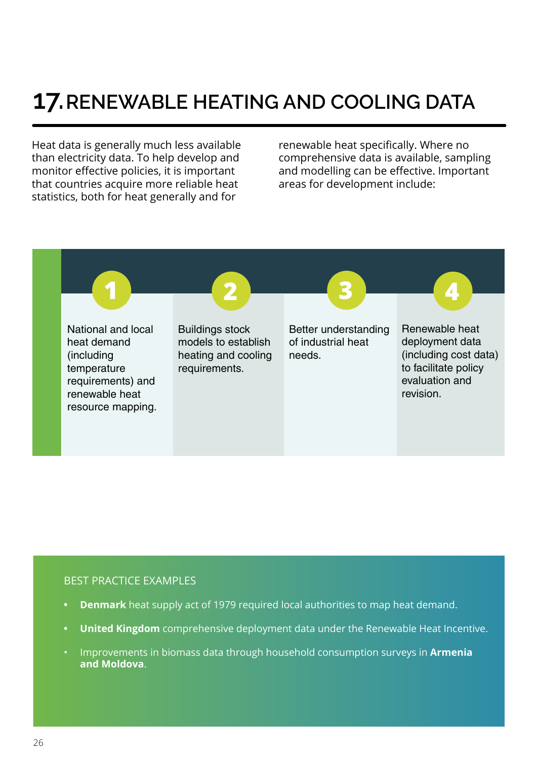# 17. RENEWABLE HEATING AND COOLING DATA

Heat data is generally much less available than electricity data. To help develop and monitor effective policies, it is important that countries acquire more reliable heat statistics, both for heat generally and for renewable heat specifically. Where no comprehensive data is available, sampling and modelling can be effective. Important areas for development include:

1. National and local heat demand (including temperature requirements) and renewable heat resource mapping.
2. Buildings stock models to establish heating and cooling requirements.
3. Better understanding of industrial heat needs.
4. Renewable heat deployment data (including cost data) to facilitate policy evaluation and revision.

BEST PRACTICE EXAMPLES

- **Denmark** heat supply act of 1979 required local authorities to map heat demand.
- **United Kingdom** comprehensive deployment data under the Renewable Heat Incentive.
- Improvements in biomass data through household consumption surveys in **Armenia and Moldova**.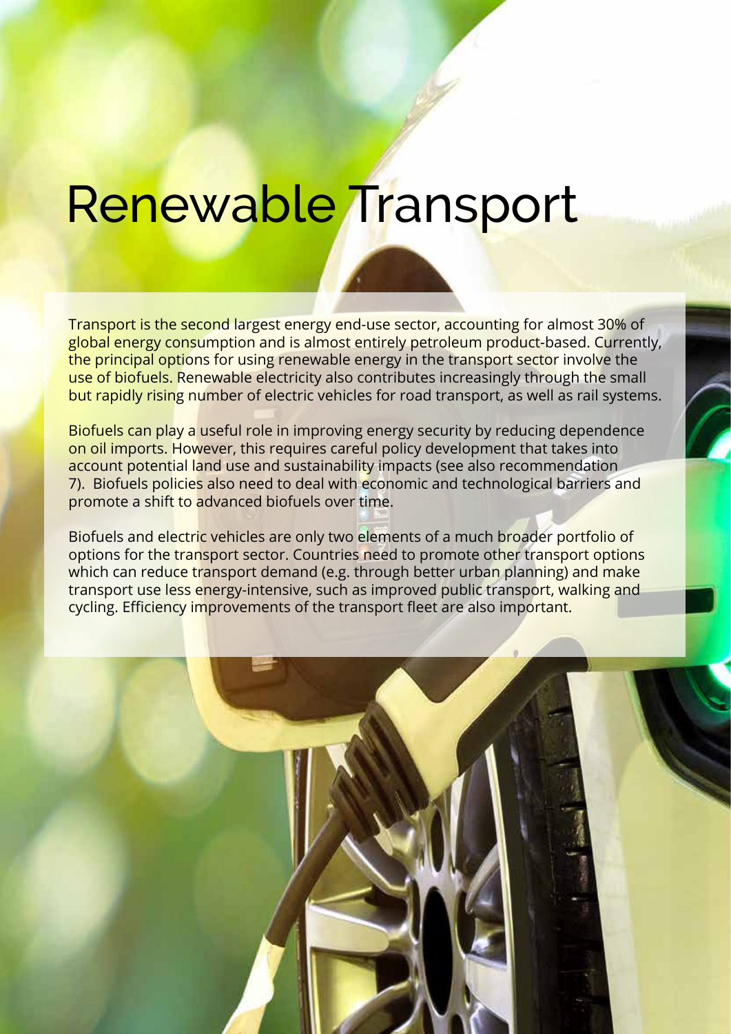# Renewable Transport

Transport is the second largest energy end-use sector, accounting for almost 30% of global energy consumption and is almost entirely petroleum product-based. Currently, the principal options for using renewable energy in the transport sector involve the use of biofuels. Renewable electricity also contributes increasingly through the small but rapidly rising number of electric vehicles for road transport, as well as rail systems.

Biofuels can play a useful role in improving energy security by reducing dependence on oil imports. However, this requires careful policy development that takes into account potential land use and sustainability impacts (see also recommendation 7). Biofuels policies also need to deal with economic and technological barriers and promote a shift to advanced biofuels over time.

Biofuels and electric vehicles are only two elements of a much broader portfolio of options for the transport sector. Countries need to promote other transport options which can reduce transport demand (e.g. through better urban planning) and make transport use less energy-intensive, such as improved public transport, walking and cycling. Efficiency improvements of the transport fleet are also important.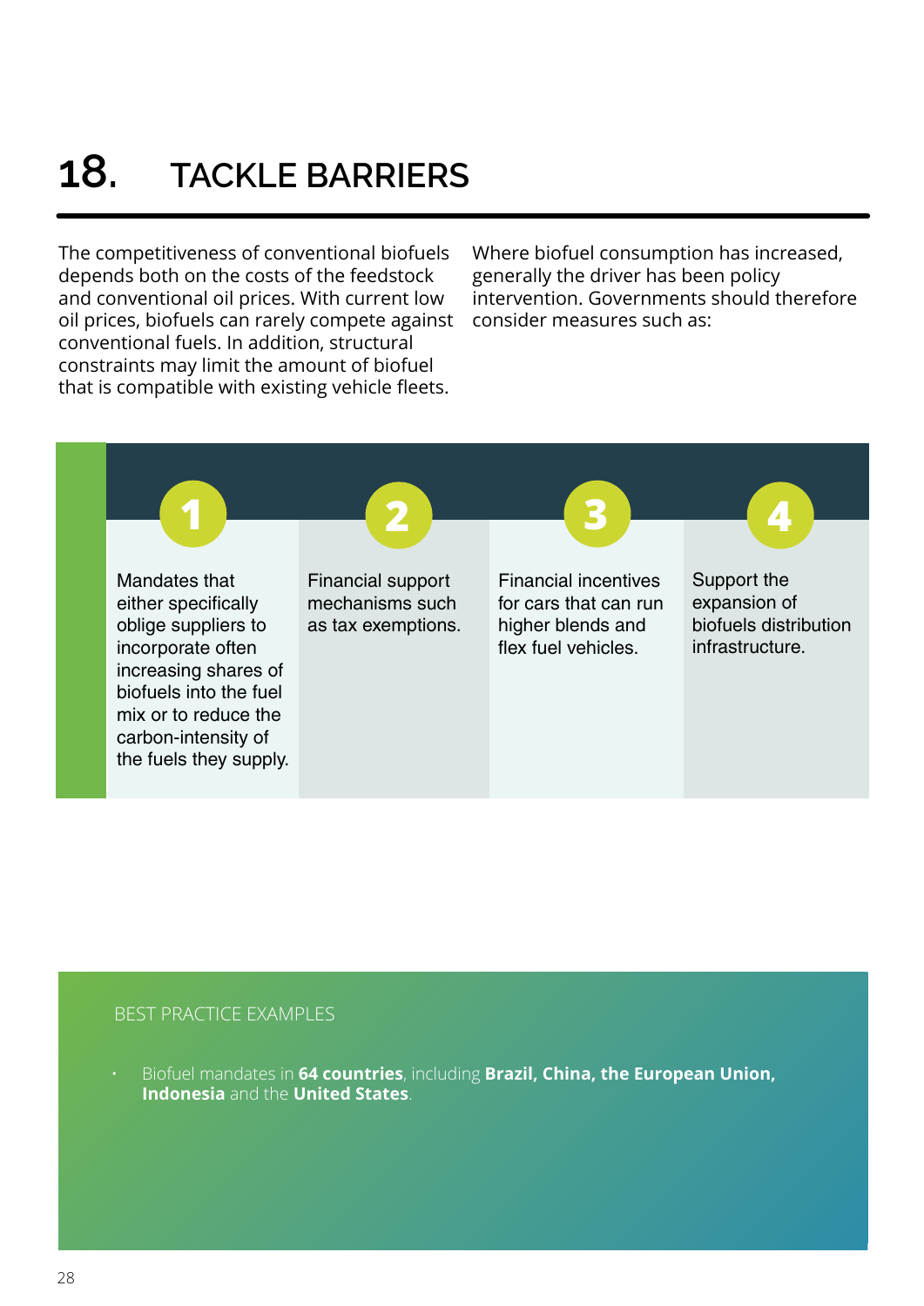# 18. TACKLE BARRIERS

The competitiveness of conventional biofuels depends both on the costs of the feedstock and conventional oil prices. With current low oil prices, biofuels can rarely compete against conventional fuels. In addition, structural constraints may limit the amount of biofuel that is compatible with existing vehicle fleets.

Where biofuel consumption has increased, generally the driver has been policy intervention. Governments should therefore consider measures such as:

1. Mandates that either specifically oblige suppliers to incorporate often increasing shares of biofuels into the fuel mix or to reduce the carbon-intensity of the fuels they supply.
2. Financial support mechanisms such as tax exemptions.
3. Financial incentives for cars that can run higher blends and flex fuel vehicles.
4. Support the expansion of biofuels distribution infrastructure.

## BEST PRACTICE EXAMPLES

- Biofuel mandates in **64 countries**, including **Brazil, China, the European Union, Indonesia** and the **United States**.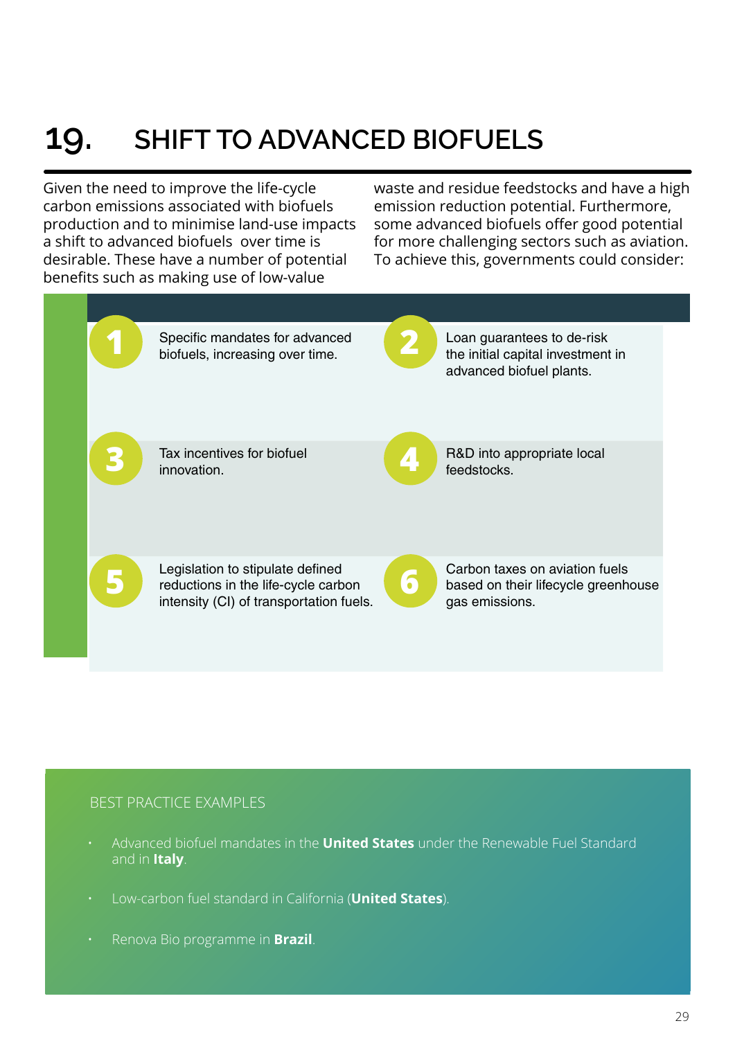# 19. SHIFT TO ADVANCED BIOFUELS

Given the need to improve the life-cycle carbon emissions associated with biofuels production and to minimise land-use impacts a shift to advanced biofuels over time is desirable. These have a number of potential benefits such as making use of low-value waste and residue feedstocks and have a high emission reduction potential. Furthermore, some advanced biofuels offer good potential for more challenging sectors such as aviation. To achieve this, governments could consider:

1. Specific mandates for advanced biofuels, increasing over time.
2. Loan guarantees to de-risk the initial capital investment in advanced biofuel plants.
3. Tax incentives for biofuel innovation.
4. R&D into appropriate local feedstocks.
5. Legislation to stipulate defined reductions in the life-cycle carbon intensity (CI) of transportation fuels.
6. Carbon taxes on aviation fuels based on their lifecycle greenhouse gas emissions.

BEST PRACTICE EXAMPLES

- Advanced biofuel mandates in the **United States** under the Renewable Fuel Standard and in **Italy**.
- Low-carbon fuel standard in California (**United States**).
- Renova Bio programme in **Brazil**.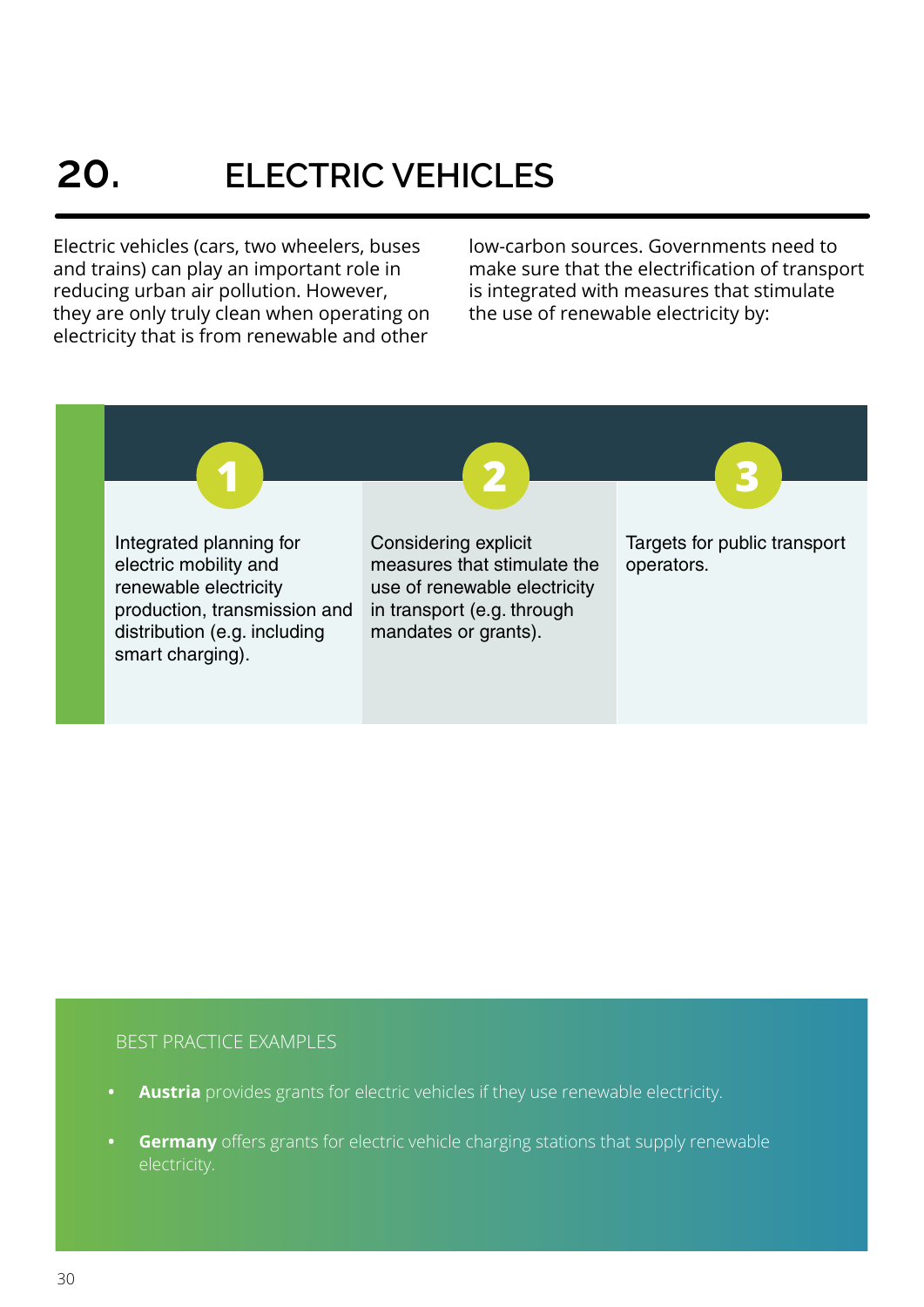# 20. ELECTRIC VEHICLES

Electric vehicles (cars, two wheelers, buses and trains) can play an important role in reducing urban air pollution. However, they are only truly clean when operating on electricity that is from renewable and other low-carbon sources. Governments need to make sure that the electrification of transport is integrated with measures that stimulate the use of renewable electricity by:

1. Integrated planning for electric mobility and renewable electricity production, transmission and distribution (e.g. including smart charging).
2. Considering explicit measures that stimulate the use of renewable electricity in transport (e.g. through mandates or grants).
3. Targets for public transport operators.

BEST PRACTICE EXAMPLES

- **Austria** provides grants for electric vehicles if they use renewable electricity.
- **Germany** offers grants for electric vehicle charging stations that supply renewable electricity.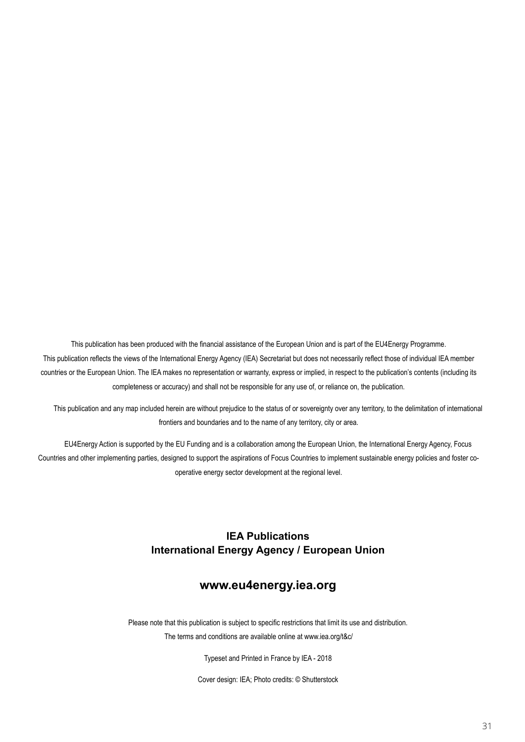This publication has been produced with the financial assistance of the European Union and is part of the EU4Energy Programme. This publication reflects the views of the International Energy Agency (IEA) Secretariat but does not necessarily reflect those of individual IEA member countries or the European Union. The IEA makes no representation or warranty, express or implied, in respect to the publication's contents (including its completeness or accuracy) and shall not be responsible for any use of, or reliance on, the publication.

This publication and any map included herein are without prejudice to the status of or sovereignty over any territory, to the delimitation of international frontiers and boundaries and to the name of any territory, city or area.

EU4Energy Action is supported by the EU Funding and is a collaboration among the European Union, the International Energy Agency, Focus Countries and other implementing parties, designed to support the aspirations of Focus Countries to implement sustainable energy policies and foster co-operative energy sector development at the regional level.

**IEA Publications**
**International Energy Agency / European Union**

**www.eu4energy.iea.org**

Please note that this publication is subject to specific restrictions that limit its use and distribution. The terms and conditions are available online at www.iea.org/t&c/

Typeset and Printed in France by IEA - 2018

Cover design: IEA; Photo credits: © Shutterstock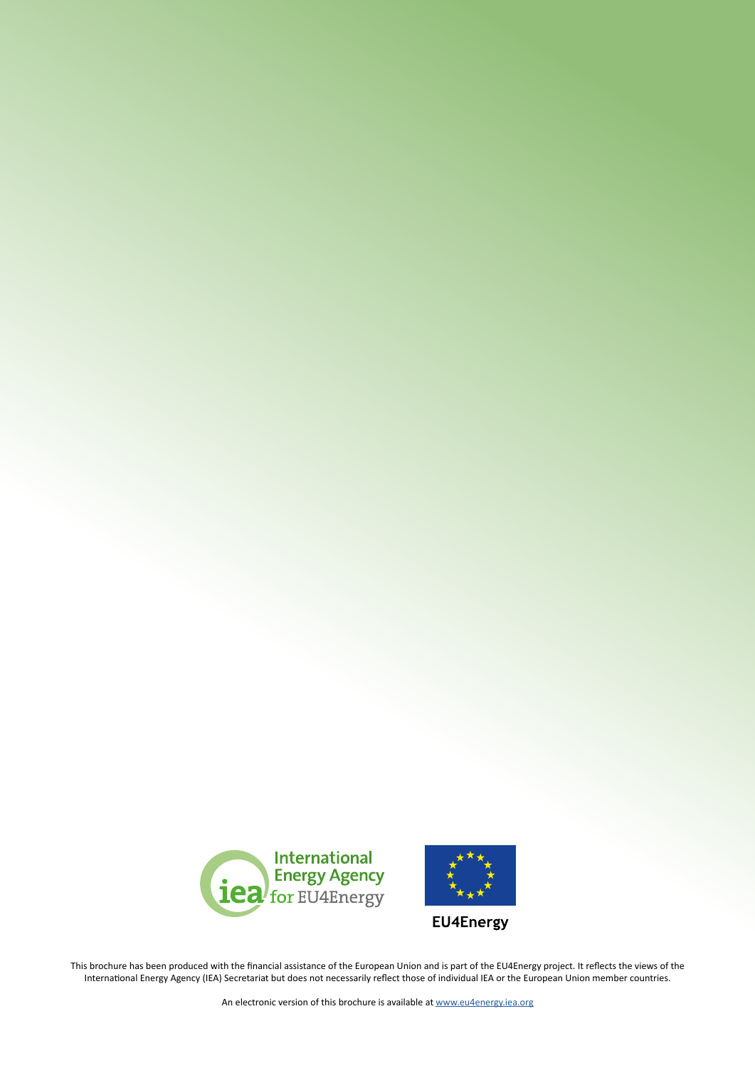International Energy Agency for EU4Energy

EU4Energy

This brochure has been produced with the financial assistance of the European Union and is part of the EU4Energy project. It reflects the views of the International Energy Agency (IEA) Secretariat but does not necessarily reflect those of individual IEA or the European Union member countries.

An electronic version of this brochure is available at www.eu4energy.iea.org